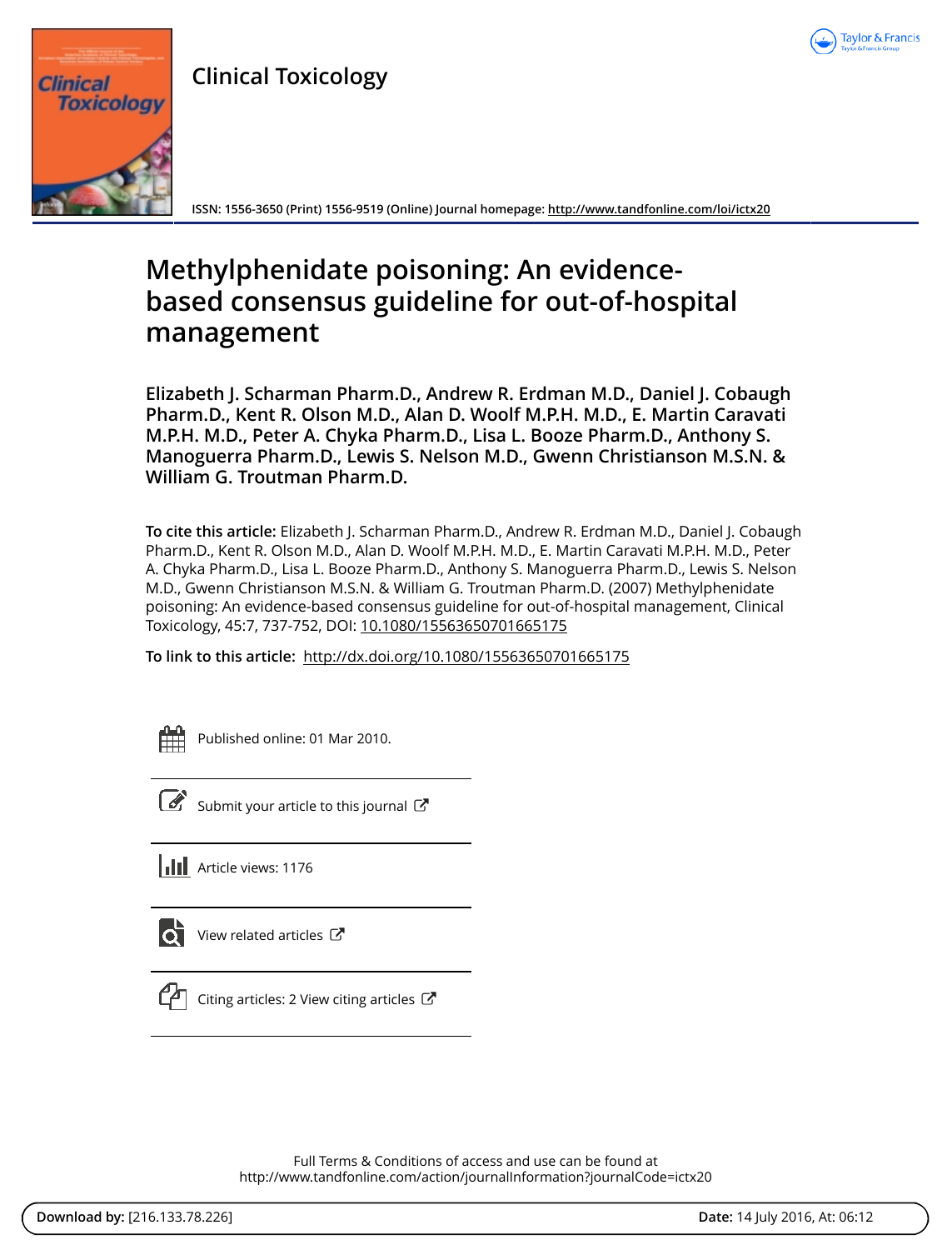Clinical Toxicology

ISSN: 1556-3650 (Print) 1556-9519 (Online) Journal homepage: http://www.tandfonline.com/loi/ictx20

# Methylphenidate poisoning: An evidence-based consensus guideline for out-of-hospital management

**Elizabeth J. Scharman Pharm.D., Andrew R. Erdman M.D., Daniel J. Cobaugh Pharm.D., Kent R. Olson M.D., Alan D. Woolf M.P.H. M.D., E. Martin Caravati M.P.H. M.D., Peter A. Chyka Pharm.D., Lisa L. Booze Pharm.D., Anthony S. Manoguerra Pharm.D., Lewis S. Nelson M.D., Gwenn Christianson M.S.N. & William G. Troutman Pharm.D.**

**To cite this article:** Elizabeth J. Scharman Pharm.D., Andrew R. Erdman M.D., Daniel J. Cobaugh Pharm.D., Kent R. Olson M.D., Alan D. Woolf M.P.H. M.D., E. Martin Caravati M.P.H. M.D., Peter A. Chyka Pharm.D., Lisa L. Booze Pharm.D., Anthony S. Manoguerra Pharm.D., Lewis S. Nelson M.D., Gwenn Christianson M.S.N. & William G. Troutman Pharm.D. (2007) Methylphenidate poisoning: An evidence-based consensus guideline for out-of-hospital management, Clinical Toxicology, 45:7, 737-752, DOI: 10.1080/15563650701665175

**To link to this article:** http://dx.doi.org/10.1080/15563650701665175

Published online: 01 Mar 2010.

Submit your article to this journal

Article views: 1176

View related articles

Citing articles: 2 View citing articles

Full Terms & Conditions of access and use can be found at
http://www.tandfonline.com/action/journalInformation?journalCode=ictx20

**Download by:** [216.133.78.226] **Date:** 14 July 2016, At: 06:12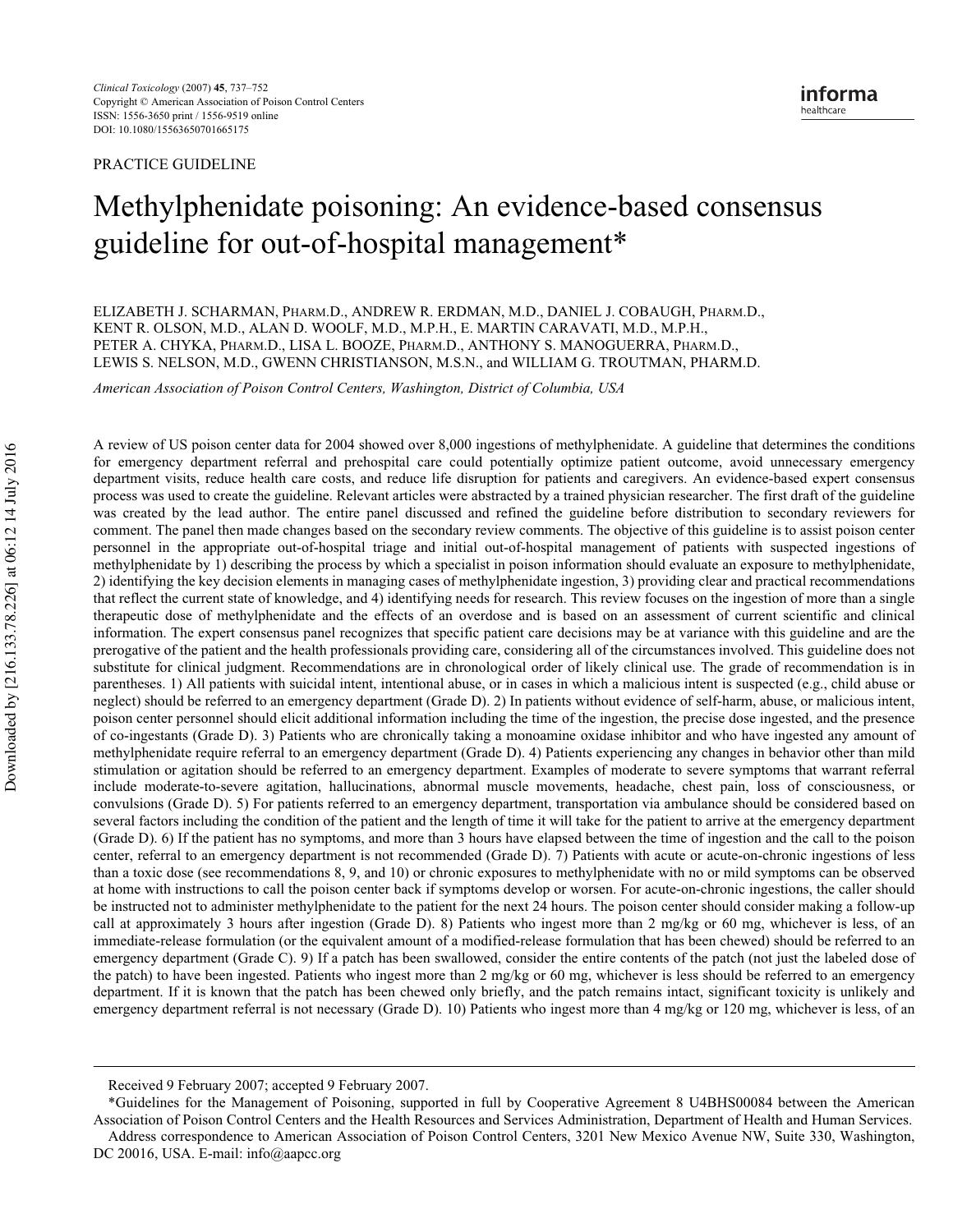PRACTICE GUIDELINE

# Methylphenidate poisoning: An evidence-based consensus guideline for out-of-hospital management*

ELIZABETH J. SCHARMAN, PHARM.D., ANDREW R. ERDMAN, M.D., DANIEL J. COBAUGH, PHARM.D., KENT R. OLSON, M.D., ALAN D. WOOLF, M.D., M.P.H., E. MARTIN CARAVATI, M.D., M.P.H., PETER A. CHYKA, PHARM.D., LISA L. BOOZE, PHARM.D., ANTHONY S. MANOGUERRA, PHARM.D., LEWIS S. NELSON, M.D., GWENN CHRISTIANSON, M.S.N., and WILLIAM G. TROUTMAN, PHARM.D.

*American Association of Poison Control Centers, Washington, District of Columbia, USA*

A review of US poison center data for 2004 showed over 8,000 ingestions of methylphenidate. A guideline that determines the conditions for emergency department referral and prehospital care could potentially optimize patient outcome, avoid unnecessary emergency department visits, reduce health care costs, and reduce life disruption for patients and caregivers. An evidence-based expert consensus process was used to create the guideline. Relevant articles were abstracted by a trained physician researcher. The first draft of the guideline was created by the lead author. The entire panel discussed and refined the guideline before distribution to secondary reviewers for comment. The panel then made changes based on the secondary review comments. The objective of this guideline is to assist poison center personnel in the appropriate out-of-hospital triage and initial out-of-hospital management of patients with suspected ingestions of methylphenidate by 1) describing the process by which a specialist in poison information should evaluate an exposure to methylphenidate, 2) identifying the key decision elements in managing cases of methylphenidate ingestion, 3) providing clear and practical recommendations that reflect the current state of knowledge, and 4) identifying needs for research. This review focuses on the ingestion of more than a single therapeutic dose of methylphenidate and the effects of an overdose and is based on an assessment of current scientific and clinical information. The expert consensus panel recognizes that specific patient care decisions may be at variance with this guideline and are the prerogative of the patient and the health professionals providing care, considering all of the circumstances involved. This guideline does not substitute for clinical judgment. Recommendations are in chronological order of likely clinical use. The grade of recommendation is in parentheses. 1) All patients with suicidal intent, intentional abuse, or in cases in which a malicious intent is suspected (e.g., child abuse or neglect) should be referred to an emergency department (Grade D). 2) In patients without evidence of self-harm, abuse, or malicious intent, poison center personnel should elicit additional information including the time of the ingestion, the precise dose ingested, and the presence of co-ingestants (Grade D). 3) Patients who are chronically taking a monoamine oxidase inhibitor and who have ingested any amount of methylphenidate require referral to an emergency department (Grade D). 4) Patients experiencing any changes in behavior other than mild stimulation or agitation should be referred to an emergency department. Examples of moderate to severe symptoms that warrant referral include moderate-to-severe agitation, hallucinations, abnormal muscle movements, headache, chest pain, loss of consciousness, or convulsions (Grade D). 5) For patients referred to an emergency department, transportation via ambulance should be considered based on several factors including the condition of the patient and the length of time it will take for the patient to arrive at the emergency department (Grade D). 6) If the patient has no symptoms, and more than 3 hours have elapsed between the time of ingestion and the call to the poison center, referral to an emergency department is not recommended (Grade D). 7) Patients with acute or acute-on-chronic ingestions of less than a toxic dose (see recommendations 8, 9, and 10) or chronic exposures to methylphenidate with no or mild symptoms can be observed at home with instructions to call the poison center back if symptoms develop or worsen. For acute-on-chronic ingestions, the caller should be instructed not to administer methylphenidate to the patient for the next 24 hours. The poison center should consider making a follow-up call at approximately 3 hours after ingestion (Grade D). 8) Patients who ingest more than 2 mg/kg or 60 mg, whichever is less, of an immediate-release formulation (or the equivalent amount of a modified-release formulation that has been chewed) should be referred to an emergency department (Grade C). 9) If a patch has been swallowed, consider the entire contents of the patch (not just the labeled dose of the patch) to have been ingested. Patients who ingest more than 2 mg/kg or 60 mg, whichever is less should be referred to an emergency department. If it is known that the patch has been chewed only briefly, and the patch remains intact, significant toxicity is unlikely and emergency department referral is not necessary (Grade D). 10) Patients who ingest more than 4 mg/kg or 120 mg, whichever is less, of an

Received 9 February 2007; accepted 9 February 2007.

*Guidelines for the Management of Poisoning, supported in full by Cooperative Agreement 8 U4BHS00084 between the American Association of Poison Control Centers and the Health Resources and Services Administration, Department of Health and Human Services.

Address correspondence to American Association of Poison Control Centers, 3201 New Mexico Avenue NW, Suite 330, Washington, DC 20016, USA. E-mail: info@aapcc.org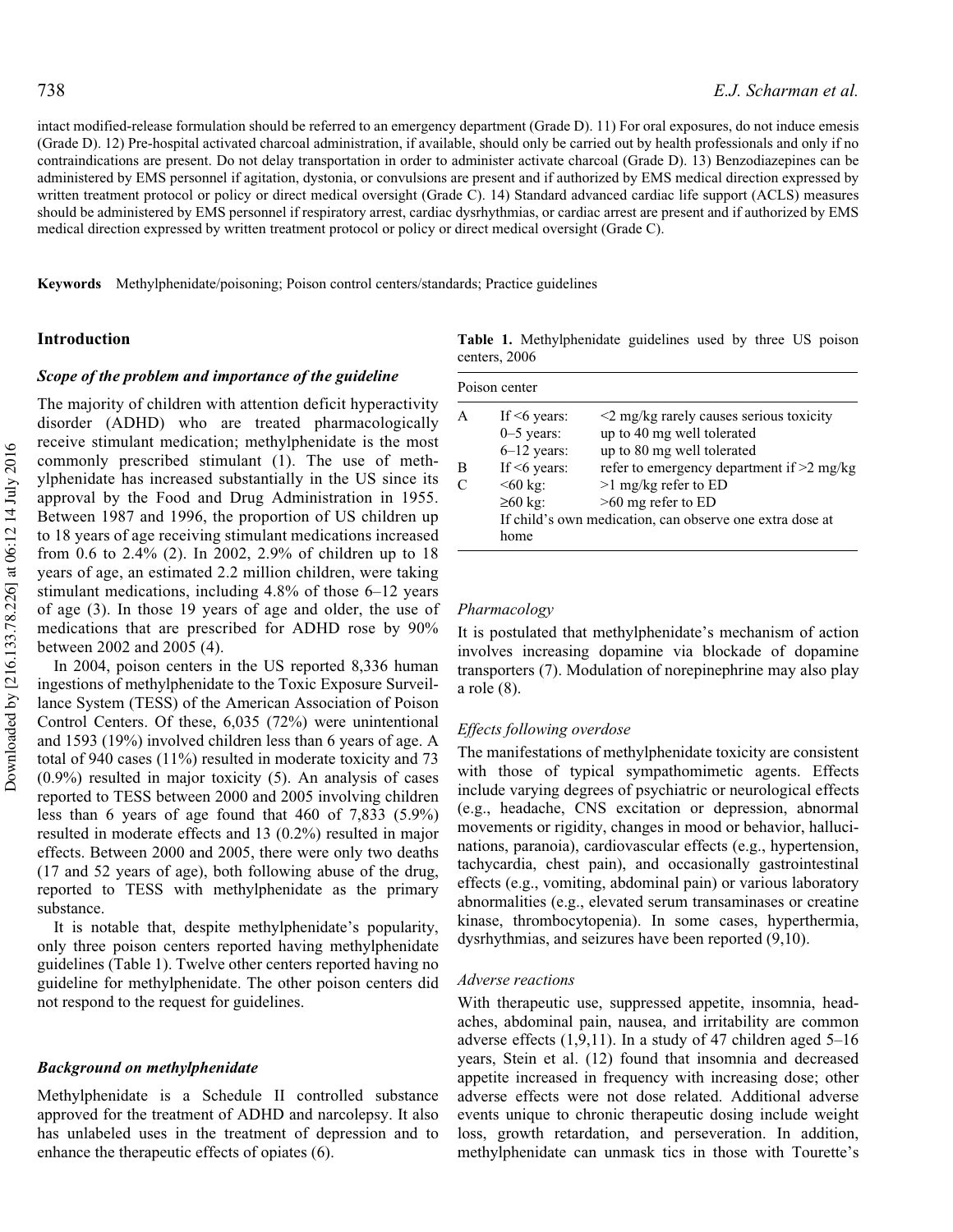intact modified-release formulation should be referred to an emergency department (Grade D). 11) For oral exposures, do not induce emesis (Grade D). 12) Pre-hospital activated charcoal administration, if available, should only be carried out by health professionals and only if no contraindications are present. Do not delay transportation in order to administer activate charcoal (Grade D). 13) Benzodiazepines can be administered by EMS personnel if agitation, dystonia, or convulsions are present and if authorized by EMS medical direction expressed by written treatment protocol or policy or direct medical oversight (Grade C). 14) Standard advanced cardiac life support (ACLS) measures should be administered by EMS personnel if respiratory arrest, cardiac dysrhythmias, or cardiac arrest are present and if authorized by EMS medical direction expressed by written treatment protocol or policy or direct medical oversight (Grade C).

**Keywords** Methylphenidate/poisoning; Poison control centers/standards; Practice guidelines

## Introduction

### *Scope of the problem and importance of the guideline*

The majority of children with attention deficit hyperactivity disorder (ADHD) who are treated pharmacologically receive stimulant medication; methylphenidate is the most commonly prescribed stimulant (1). The use of methylphenidate has increased substantially in the US since its approval by the Food and Drug Administration in 1955. Between 1987 and 1996, the proportion of US children up to 18 years of age receiving stimulant medications increased from 0.6 to 2.4% (2). In 2002, 2.9% of children up to 18 years of age, an estimated 2.2 million children, were taking stimulant medications, including 4.8% of those 6–12 years of age (3). In those 19 years of age and older, the use of medications that are prescribed for ADHD rose by 90% between 2002 and 2005 (4).

In 2004, poison centers in the US reported 8,336 human ingestions of methylphenidate to the Toxic Exposure Surveillance System (TESS) of the American Association of Poison Control Centers. Of these, 6,035 (72%) were unintentional and 1593 (19%) involved children less than 6 years of age. A total of 940 cases (11%) resulted in moderate toxicity and 73 (0.9%) resulted in major toxicity (5). An analysis of cases reported to TESS between 2000 and 2005 involving children less than 6 years of age found that 460 of 7,833 (5.9%) resulted in moderate effects and 13 (0.2%) resulted in major effects. Between 2000 and 2005, there were only two deaths (17 and 52 years of age), both following abuse of the drug, reported to TESS with methylphenidate as the primary substance.

It is notable that, despite methylphenidate's popularity, only three poison centers reported having methylphenidate guidelines (Table 1). Twelve other centers reported having no guideline for methylphenidate. The other poison centers did not respond to the request for guidelines.

**Table 1.** Methylphenidate guidelines used by three US poison centers, 2006

| Poison center | | |
|---|---|---|
| A | If <6 years: | <2 mg/kg rarely causes serious toxicity |
| | 0–5 years: | up to 40 mg well tolerated |
| | 6–12 years: | up to 80 mg well tolerated |
| B | If <6 years: | refer to emergency department if >2 mg/kg |
| C | <60 kg: | >1 mg/kg refer to ED |
| | ≥60 kg: | >60 mg refer to ED |
| | If child's own medication, can observe one extra dose at home | |

### *Background on methylphenidate*

Methylphenidate is a Schedule II controlled substance approved for the treatment of ADHD and narcolepsy. It also has unlabeled uses in the treatment of depression and to enhance the therapeutic effects of opiates (6).

### *Pharmacology*

It is postulated that methylphenidate's mechanism of action involves increasing dopamine via blockade of dopamine transporters (7). Modulation of norepinephrine may also play a role (8).

### *Effects following overdose*

The manifestations of methylphenidate toxicity are consistent with those of typical sympathomimetic agents. Effects include varying degrees of psychiatric or neurological effects (e.g., headache, CNS excitation or depression, abnormal movements or rigidity, changes in mood or behavior, hallucinations, paranoia), cardiovascular effects (e.g., hypertension, tachycardia, chest pain), and occasionally gastrointestinal effects (e.g., vomiting, abdominal pain) or various laboratory abnormalities (e.g., elevated serum transaminases or creatine kinase, thrombocytopenia). In some cases, hyperthermia, dysrhythmias, and seizures have been reported (9,10).

### *Adverse reactions*

With therapeutic use, suppressed appetite, insomnia, headaches, abdominal pain, nausea, and irritability are common adverse effects (1,9,11). In a study of 47 children aged 5–16 years, Stein et al. (12) found that insomnia and decreased appetite increased in frequency with increasing dose; other adverse effects were not dose related. Additional adverse events unique to chronic therapeutic dosing include weight loss, growth retardation, and perseveration. In addition, methylphenidate can unmask tics in those with Tourette's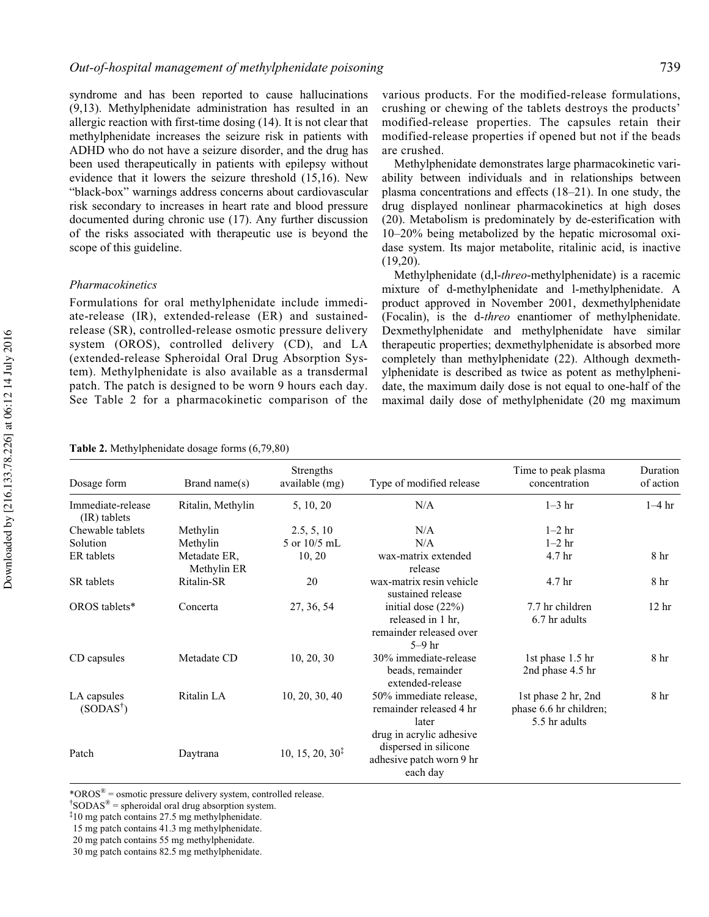syndrome and has been reported to cause hallucinations (9,13). Methylphenidate administration has resulted in an allergic reaction with first-time dosing (14). It is not clear that methylphenidate increases the seizure risk in patients with ADHD who do not have a seizure disorder, and the drug has been used therapeutically in patients with epilepsy without evidence that it lowers the seizure threshold (15,16). New "black-box" warnings address concerns about cardiovascular risk secondary to increases in heart rate and blood pressure documented during chronic use (17). Any further discussion of the risks associated with therapeutic use is beyond the scope of this guideline.

### *Pharmacokinetics*

Formulations for oral methylphenidate include immediate-release (IR), extended-release (ER) and sustained-release (SR), controlled-release osmotic pressure delivery system (OROS), controlled delivery (CD), and LA (extended-release Spheroidal Oral Drug Absorption System). Methylphenidate is also available as a transdermal patch. The patch is designed to be worn 9 hours each day. See Table 2 for a pharmacokinetic comparison of the various products. For the modified-release formulations, crushing or chewing of the tablets destroys the products' modified-release properties. The capsules retain their modified-release properties if opened but not if the beads are crushed.

Methylphenidate demonstrates large pharmacokinetic variability between individuals and in relationships between plasma concentrations and effects (18–21). In one study, the drug displayed nonlinear pharmacokinetics at high doses (20). Metabolism is predominately by de-esterification with 10–20% being metabolized by the hepatic microsomal oxidase system. Its major metabolite, ritalinic acid, is inactive (19,20).

Methylphenidate (d,l-*threo*-methylphenidate) is a racemic mixture of d-methylphenidate and l-methylphenidate. A product approved in November 2001, dexmethylphenidate (Focalin), is the d-*threo* enantiomer of methylphenidate. Dexmethylphenidate and methylphenidate have similar therapeutic properties; dexmethylphenidate is absorbed more completely than methylphenidate (22). Although dexmethylphenidate is described as twice as potent as methylphenidate, the maximum daily dose is not equal to one-half of the maximal daily dose of methylphenidate (20 mg maximum

**Table 2.** Methylphenidate dosage forms (6,79,80)

| Dosage form | Brand name(s) | Strengths available (mg) | Type of modified release | Time to peak plasma concentration | Duration of action |
|---|---|---|---|---|---|
| Immediate-release (IR) tablets | Ritalin, Methylin | 5, 10, 20 | N/A | 1–3 hr | 1–4 hr |
| Chewable tablets | Methylin | 2.5, 5, 10 | N/A | 1–2 hr | |
| Solution | Methylin | 5 or 10/5 mL | N/A | 1–2 hr | |
| ER tablets | Metadate ER, Methylin ER | 10, 20 | wax-matrix extended release | 4.7 hr | 8 hr |
| SR tablets | Ritalin-SR | 20 | wax-matrix resin vehicle sustained release | 4.7 hr | 8 hr |
| OROS tablets* | Concerta | 27, 36, 54 | initial dose (22%) released in 1 hr, remainder released over 5–9 hr | 7.7 hr children 6.7 hr adults | 12 hr |
| CD capsules | Metadate CD | 10, 20, 30 | 30% immediate-release beads, remainder extended-release | 1st phase 1.5 hr 2nd phase 4.5 hr | 8 hr |
| LA capsules (SODAS†) | Ritalin LA | 10, 20, 30, 40 | 50% immediate release, remainder released 4 hr later | 1st phase 2 hr, 2nd phase 6.6 hr children; 5.5 hr adults | 8 hr |
| Patch | Daytrana | 10, 15, 20, 30‡ | drug in acrylic adhesive dispersed in silicone adhesive patch worn 9 hr each day | | |

*OROS® = osmotic pressure delivery system, controlled release.
†SODAS® = spheroidal oral drug absorption system.
‡10 mg patch contains 27.5 mg methylphenidate.
15 mg patch contains 41.3 mg methylphenidate.
20 mg patch contains 55 mg methylphenidate.
30 mg patch contains 82.5 mg methylphenidate.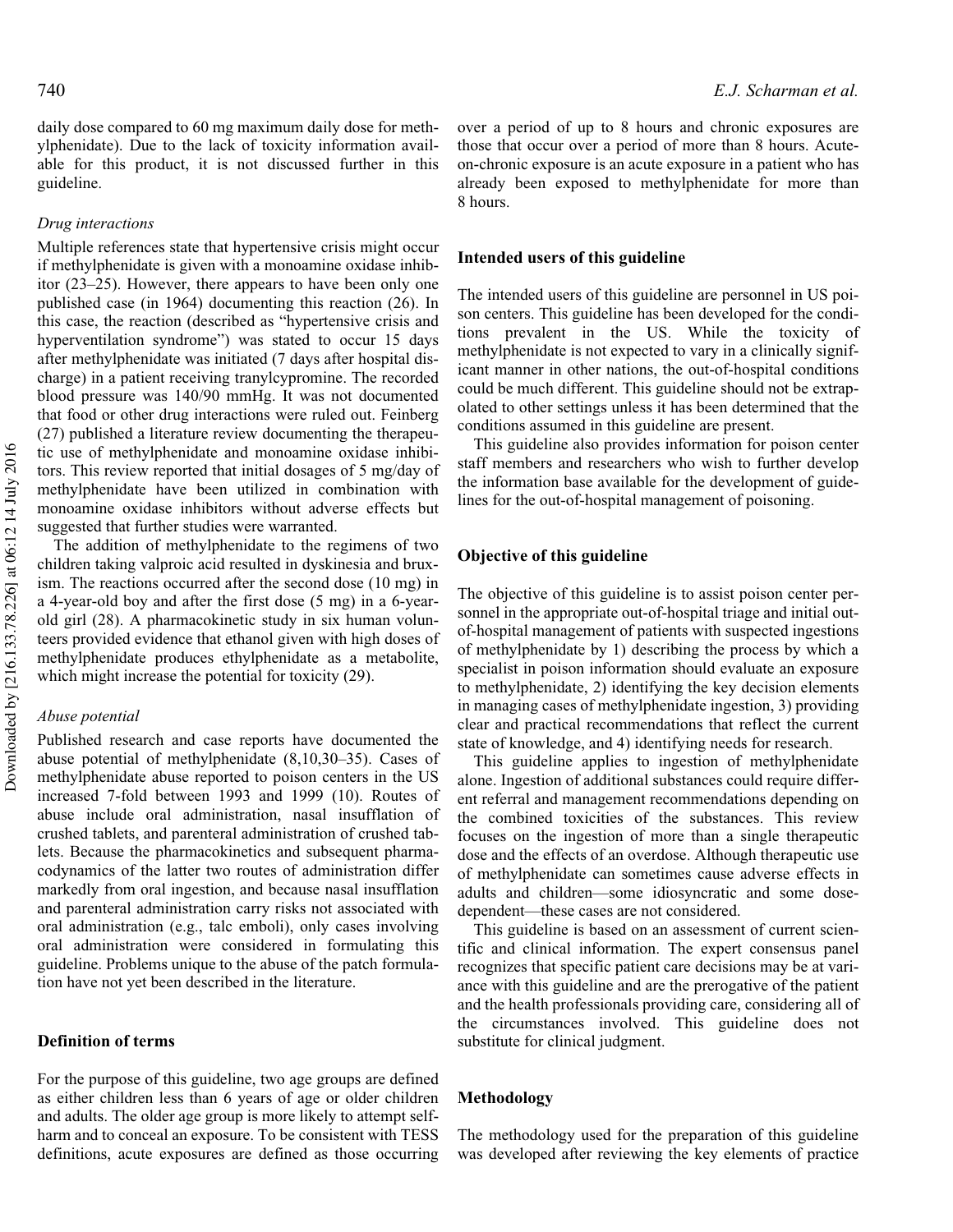daily dose compared to 60 mg maximum daily dose for methylphenidate). Due to the lack of toxicity information available for this product, it is not discussed further in this guideline.

*Drug interactions*

Multiple references state that hypertensive crisis might occur if methylphenidate is given with a monoamine oxidase inhibitor (23–25). However, there appears to have been only one published case (in 1964) documenting this reaction (26). In this case, the reaction (described as "hypertensive crisis and hyperventilation syndrome") was stated to occur 15 days after methylphenidate was initiated (7 days after hospital discharge) in a patient receiving tranylcypromine. The recorded blood pressure was 140/90 mmHg. It was not documented that food or other drug interactions were ruled out. Feinberg (27) published a literature review documenting the therapeutic use of methylphenidate and monoamine oxidase inhibitors. This review reported that initial dosages of 5 mg/day of methylphenidate have been utilized in combination with monoamine oxidase inhibitors without adverse effects but suggested that further studies were warranted.

The addition of methylphenidate to the regimens of two children taking valproic acid resulted in dyskinesia and bruxism. The reactions occurred after the second dose (10 mg) in a 4-year-old boy and after the first dose (5 mg) in a 6-year-old girl (28). A pharmacokinetic study in six human volunteers provided evidence that ethanol given with high doses of methylphenidate produces ethylphenidate as a metabolite, which might increase the potential for toxicity (29).

*Abuse potential*

Published research and case reports have documented the abuse potential of methylphenidate (8,10,30–35). Cases of methylphenidate abuse reported to poison centers in the US increased 7-fold between 1993 and 1999 (10). Routes of abuse include oral administration, nasal insufflation of crushed tablets, and parenteral administration of crushed tablets. Because the pharmacokinetics and subsequent pharmacodynamics of the latter two routes of administration differ markedly from oral ingestion, and because nasal insufflation and parenteral administration carry risks not associated with oral administration (e.g., talc emboli), only cases involving oral administration were considered in formulating this guideline. Problems unique to the abuse of the patch formulation have not yet been described in the literature.

## Definition of terms

For the purpose of this guideline, two age groups are defined as either children less than 6 years of age or older children and adults. The older age group is more likely to attempt self-harm and to conceal an exposure. To be consistent with TESS definitions, acute exposures are defined as those occurring over a period of up to 8 hours and chronic exposures are those that occur over a period of more than 8 hours. Acute-on-chronic exposure is an acute exposure in a patient who has already been exposed to methylphenidate for more than 8 hours.

## Intended users of this guideline

The intended users of this guideline are personnel in US poison centers. This guideline has been developed for the conditions prevalent in the US. While the toxicity of methylphenidate is not expected to vary in a clinically significant manner in other nations, the out-of-hospital conditions could be much different. This guideline should not be extrapolated to other settings unless it has been determined that the conditions assumed in this guideline are present.

This guideline also provides information for poison center staff members and researchers who wish to further develop the information base available for the development of guidelines for the out-of-hospital management of poisoning.

## Objective of this guideline

The objective of this guideline is to assist poison center personnel in the appropriate out-of-hospital triage and initial out-of-hospital management of patients with suspected ingestions of methylphenidate by 1) describing the process by which a specialist in poison information should evaluate an exposure to methylphenidate, 2) identifying the key decision elements in managing cases of methylphenidate ingestion, 3) providing clear and practical recommendations that reflect the current state of knowledge, and 4) identifying needs for research.

This guideline applies to ingestion of methylphenidate alone. Ingestion of additional substances could require different referral and management recommendations depending on the combined toxicities of the substances. This review focuses on the ingestion of more than a single therapeutic dose and the effects of an overdose. Although therapeutic use of methylphenidate can sometimes cause adverse effects in adults and children—some idiosyncratic and some dose-dependent—these cases are not considered.

This guideline is based on an assessment of current scientific and clinical information. The expert consensus panel recognizes that specific patient care decisions may be at variance with this guideline and are the prerogative of the patient and the health professionals providing care, considering all of the circumstances involved. This guideline does not substitute for clinical judgment.

## Methodology

The methodology used for the preparation of this guideline was developed after reviewing the key elements of practice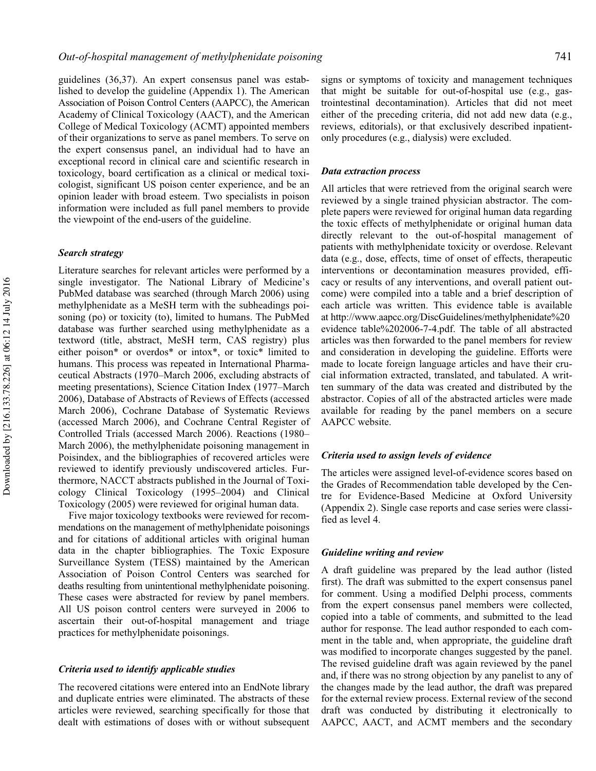guidelines (36,37). An expert consensus panel was established to develop the guideline (Appendix 1). The American Association of Poison Control Centers (AAPCC), the American Academy of Clinical Toxicology (AACT), and the American College of Medical Toxicology (ACMT) appointed members of their organizations to serve as panel members. To serve on the expert consensus panel, an individual had to have an exceptional record in clinical care and scientific research in toxicology, board certification as a clinical or medical toxicologist, significant US poison center experience, and be an opinion leader with broad esteem. Two specialists in poison information were included as full panel members to provide the viewpoint of the end-users of the guideline.

### Search strategy

Literature searches for relevant articles were performed by a single investigator. The National Library of Medicine's PubMed database was searched (through March 2006) using methylphenidate as a MeSH term with the subheadings poisoning (po) or toxicity (to), limited to humans. The PubMed database was further searched using methylphenidate as a textword (title, abstract, MeSH term, CAS registry) plus either poison* or overdos* or intox*, or toxic* limited to humans. This process was repeated in International Pharmaceutical Abstracts (1970–March 2006, excluding abstracts of meeting presentations), Science Citation Index (1977–March 2006), Database of Abstracts of Reviews of Effects (accessed March 2006), Cochrane Database of Systematic Reviews (accessed March 2006), and Cochrane Central Register of Controlled Trials (accessed March 2006). Reactions (1980–March 2006), the methylphenidate poisoning management in Poisindex, and the bibliographies of recovered articles were reviewed to identify previously undiscovered articles. Furthermore, NACCT abstracts published in the Journal of Toxicology Clinical Toxicology (1995–2004) and Clinical Toxicology (2005) were reviewed for original human data.

Five major toxicology textbooks were reviewed for recommendations on the management of methylphenidate poisonings and for citations of additional articles with original human data in the chapter bibliographies. The Toxic Exposure Surveillance System (TESS) maintained by the American Association of Poison Control Centers was searched for deaths resulting from unintentional methylphenidate poisoning. These cases were abstracted for review by panel members. All US poison control centers were surveyed in 2006 to ascertain their out-of-hospital management and triage practices for methylphenidate poisonings.

### Criteria used to identify applicable studies

The recovered citations were entered into an EndNote library and duplicate entries were eliminated. The abstracts of these articles were reviewed, searching specifically for those that dealt with estimations of doses with or without subsequent signs or symptoms of toxicity and management techniques that might be suitable for out-of-hospital use (e.g., gastrointestinal decontamination). Articles that did not meet either of the preceding criteria, did not add new data (e.g., reviews, editorials), or that exclusively described inpatient-only procedures (e.g., dialysis) were excluded.

### Data extraction process

All articles that were retrieved from the original search were reviewed by a single trained physician abstractor. The complete papers were reviewed for original human data regarding the toxic effects of methylphenidate or original human data directly relevant to the out-of-hospital management of patients with methylphenidate toxicity or overdose. Relevant data (e.g., dose, effects, time of onset of effects, therapeutic interventions or decontamination measures provided, efficacy or results of any interventions, and overall patient outcome) were compiled into a table and a brief description of each article was written. This evidence table is available at http://www.aapcc.org/DiscGuidelines/methylphenidate%20evidence table%202006-7-4.pdf. The table of all abstracted articles was then forwarded to the panel members for review and consideration in developing the guideline. Efforts were made to locate foreign language articles and have their crucial information extracted, translated, and tabulated. A written summary of the data was created and distributed by the abstractor. Copies of all of the abstracted articles were made available for reading by the panel members on a secure AAPCC website.

### Criteria used to assign levels of evidence

The articles were assigned level-of-evidence scores based on the Grades of Recommendation table developed by the Centre for Evidence-Based Medicine at Oxford University (Appendix 2). Single case reports and case series were classified as level 4.

### Guideline writing and review

A draft guideline was prepared by the lead author (listed first). The draft was submitted to the expert consensus panel for comment. Using a modified Delphi process, comments from the expert consensus panel members were collected, copied into a table of comments, and submitted to the lead author for response. The lead author responded to each comment in the table and, when appropriate, the guideline draft was modified to incorporate changes suggested by the panel. The revised guideline draft was again reviewed by the panel and, if there was no strong objection by any panelist to any of the changes made by the lead author, the draft was prepared for the external review process. External review of the second draft was conducted by distributing it electronically to AAPCC, AACT, and ACMT members and the secondary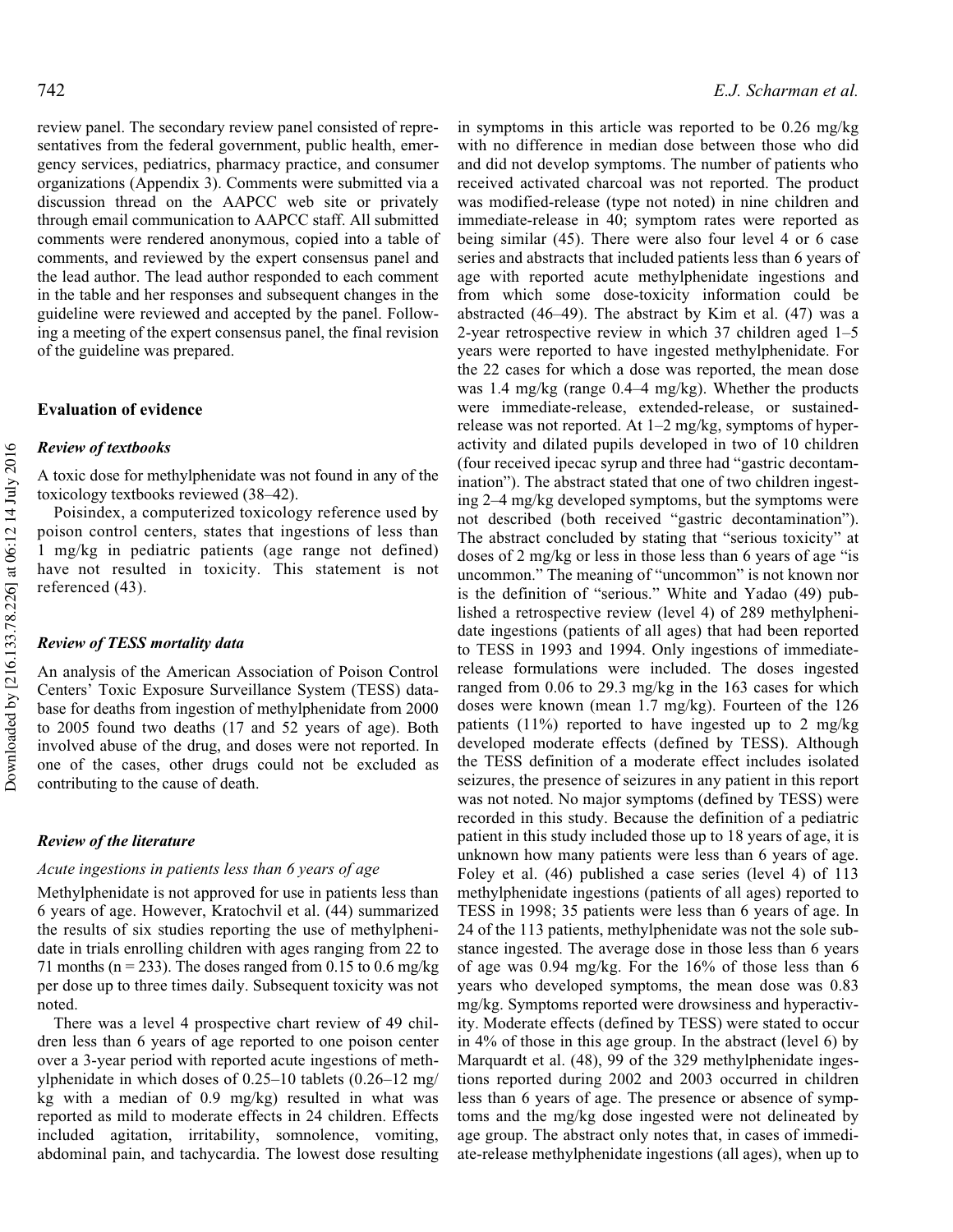review panel. The secondary review panel consisted of representatives from the federal government, public health, emergency services, pediatrics, pharmacy practice, and consumer organizations (Appendix 3). Comments were submitted via a discussion thread on the AAPCC web site or privately through email communication to AAPCC staff. All submitted comments were rendered anonymous, copied into a table of comments, and reviewed by the expert consensus panel and the lead author. The lead author responded to each comment in the table and her responses and subsequent changes in the guideline were reviewed and accepted by the panel. Following a meeting of the expert consensus panel, the final revision of the guideline was prepared.

## Evaluation of evidence

### *Review of textbooks*

A toxic dose for methylphenidate was not found in any of the toxicology textbooks reviewed (38–42).

Poisindex, a computerized toxicology reference used by poison control centers, states that ingestions of less than 1 mg/kg in pediatric patients (age range not defined) have not resulted in toxicity. This statement is not referenced (43).

### *Review of TESS mortality data*

An analysis of the American Association of Poison Control Centers' Toxic Exposure Surveillance System (TESS) database for deaths from ingestion of methylphenidate from 2000 to 2005 found two deaths (17 and 52 years of age). Both involved abuse of the drug, and doses were not reported. In one of the cases, other drugs could not be excluded as contributing to the cause of death.

### *Review of the literature*

#### *Acute ingestions in patients less than 6 years of age*

Methylphenidate is not approved for use in patients less than 6 years of age. However, Kratochvil et al. (44) summarized the results of six studies reporting the use of methylphenidate in trials enrolling children with ages ranging from 22 to 71 months (n = 233). The doses ranged from 0.15 to 0.6 mg/kg per dose up to three times daily. Subsequent toxicity was not noted.

There was a level 4 prospective chart review of 49 children less than 6 years of age reported to one poison center over a 3-year period with reported acute ingestions of methylphenidate in which doses of 0.25–10 tablets (0.26–12 mg/kg with a median of 0.9 mg/kg) resulted in what was reported as mild to moderate effects in 24 children. Effects included agitation, irritability, somnolence, vomiting, abdominal pain, and tachycardia. The lowest dose resulting in symptoms in this article was reported to be 0.26 mg/kg with no difference in median dose between those who did and did not develop symptoms. The number of patients who received activated charcoal was not reported. The product was modified-release (type not noted) in nine children and immediate-release in 40; symptom rates were reported as being similar (45). There were also four level 4 or 6 case series and abstracts that included patients less than 6 years of age with reported acute methylphenidate ingestions and from which some dose-toxicity information could be abstracted (46–49). The abstract by Kim et al. (47) was a 2-year retrospective review in which 37 children aged 1–5 years were reported to have ingested methylphenidate. For the 22 cases for which a dose was reported, the mean dose was 1.4 mg/kg (range 0.4–4 mg/kg). Whether the products were immediate-release, extended-release, or sustained-release was not reported. At 1–2 mg/kg, symptoms of hyperactivity and dilated pupils developed in two of 10 children (four received ipecac syrup and three had "gastric decontamination"). The abstract stated that one of two children ingesting 2–4 mg/kg developed symptoms, but the symptoms were not described (both received "gastric decontamination"). The abstract concluded by stating that "serious toxicity" at doses of 2 mg/kg or less in those less than 6 years of age "is uncommon." The meaning of "uncommon" is not known nor is the definition of "serious." White and Yadao (49) published a retrospective review (level 4) of 289 methylphenidate ingestions (patients of all ages) that had been reported to TESS in 1993 and 1994. Only ingestions of immediate-release formulations were included. The doses ingested ranged from 0.06 to 29.3 mg/kg in the 163 cases for which doses were known (mean 1.7 mg/kg). Fourteen of the 126 patients (11%) reported to have ingested up to 2 mg/kg developed moderate effects (defined by TESS). Although the TESS definition of a moderate effect includes isolated seizures, the presence of seizures in any patient in this report was not noted. No major symptoms (defined by TESS) were recorded in this study. Because the definition of a pediatric patient in this study included those up to 18 years of age, it is unknown how many patients were less than 6 years of age. Foley et al. (46) published a case series (level 4) of 113 methylphenidate ingestions (patients of all ages) reported to TESS in 1998; 35 patients were less than 6 years of age. In 24 of the 113 patients, methylphenidate was not the sole substance ingested. The average dose in those less than 6 years of age was 0.94 mg/kg. For the 16% of those less than 6 years who developed symptoms, the mean dose was 0.83 mg/kg. Symptoms reported were drowsiness and hyperactivity. Moderate effects (defined by TESS) were stated to occur in 4% of those in this age group. In the abstract (level 6) by Marquardt et al. (48), 99 of the 329 methylphenidate ingestions reported during 2002 and 2003 occurred in children less than 6 years of age. The presence or absence of symptoms and the mg/kg dose ingested were not delineated by age group. The abstract only notes that, in cases of immediate-release methylphenidate ingestions (all ages), when up to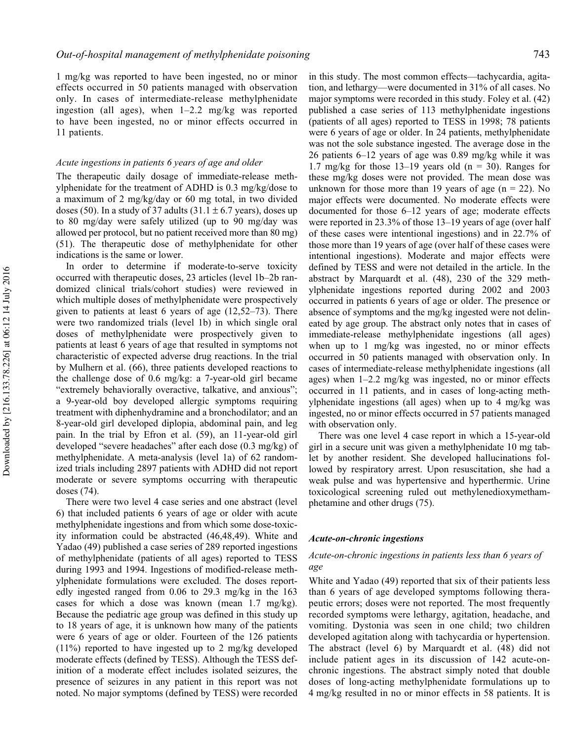1 mg/kg was reported to have been ingested, no or minor effects occurred in 50 patients managed with observation only. In cases of intermediate-release methylphenidate ingestion (all ages), when 1–2.2 mg/kg was reported to have been ingested, no or minor effects occurred in 11 patients.

### *Acute ingestions in patients 6 years of age and older*

The therapeutic daily dosage of immediate-release methylphenidate for the treatment of ADHD is 0.3 mg/kg/dose to a maximum of 2 mg/kg/day or 60 mg total, in two divided doses (50). In a study of 37 adults (31.1 ± 6.7 years), doses up to 80 mg/day were safely utilized (up to 90 mg/day was allowed per protocol, but no patient received more than 80 mg) (51). The therapeutic dose of methylphenidate for other indications is the same or lower.

In order to determine if moderate-to-serve toxicity occurred with therapeutic doses, 23 articles (level 1b–2b randomized clinical trials/cohort studies) were reviewed in which multiple doses of methylphenidate were prospectively given to patients at least 6 years of age (12,52–73). There were two randomized trials (level 1b) in which single oral doses of methylphenidate were prospectively given to patients at least 6 years of age that resulted in symptoms not characteristic of expected adverse drug reactions. In the trial by Mulhern et al. (66), three patients developed reactions to the challenge dose of 0.6 mg/kg: a 7-year-old girl became "extremely behaviorally overactive, talkative, and anxious"; a 9-year-old boy developed allergic symptoms requiring treatment with diphenhydramine and a bronchodilator; and an 8-year-old girl developed diplopia, abdominal pain, and leg pain. In the trial by Efron et al. (59), an 11-year-old girl developed "severe headaches" after each dose (0.3 mg/kg) of methylphenidate. A meta-analysis (level 1a) of 62 randomized trials including 2897 patients with ADHD did not report moderate or severe symptoms occurring with therapeutic doses (74).

There were two level 4 case series and one abstract (level 6) that included patients 6 years of age or older with acute methylphenidate ingestions and from which some dose-toxicity information could be abstracted (46,48,49). White and Yadao (49) published a case series of 289 reported ingestions of methylphenidate (patients of all ages) reported to TESS during 1993 and 1994. Ingestions of modified-release methylphenidate formulations were excluded. The doses reportedly ingested ranged from 0.06 to 29.3 mg/kg in the 163 cases for which a dose was known (mean 1.7 mg/kg). Because the pediatric age group was defined in this study up to 18 years of age, it is unknown how many of the patients were 6 years of age or older. Fourteen of the 126 patients (11%) reported to have ingested up to 2 mg/kg developed moderate effects (defined by TESS). Although the TESS definition of a moderate effect includes isolated seizures, the presence of seizures in any patient in this report was not noted. No major symptoms (defined by TESS) were recorded in this study. The most common effects—tachycardia, agitation, and lethargy—were documented in 31% of all cases. No major symptoms were recorded in this study. Foley et al. (42) published a case series of 113 methylphenidate ingestions (patients of all ages) reported to TESS in 1998; 78 patients were 6 years of age or older. In 24 patients, methylphenidate was not the sole substance ingested. The average dose in the 26 patients 6–12 years of age was 0.89 mg/kg while it was 1.7 mg/kg for those 13–19 years old (n = 30). Ranges for these mg/kg doses were not provided. The mean dose was unknown for those more than 19 years of age (n = 22). No major effects were documented. No moderate effects were documented for those 6–12 years of age; moderate effects were reported in 23.3% of those 13–19 years of age (over half of these cases were intentional ingestions) and in 22.7% of those more than 19 years of age (over half of these cases were intentional ingestions). Moderate and major effects were defined by TESS and were not detailed in the article. In the abstract by Marquardt et al. (48), 230 of the 329 methylphenidate ingestions reported during 2002 and 2003 occurred in patients 6 years of age or older. The presence or absence of symptoms and the mg/kg ingested were not delineated by age group. The abstract only notes that in cases of immediate-release methylphenidate ingestions (all ages) when up to 1 mg/kg was ingested, no or minor effects occurred in 50 patients managed with observation only. In cases of intermediate-release methylphenidate ingestions (all ages) when 1–2.2 mg/kg was ingested, no or minor effects occurred in 11 patients, and in cases of long-acting methylphenidate ingestions (all ages) when up to 4 mg/kg was ingested, no or minor effects occurred in 57 patients managed with observation only.

There was one level 4 case report in which a 15-year-old girl in a secure unit was given a methylphenidate 10 mg tablet by another resident. She developed hallucinations followed by respiratory arrest. Upon resuscitation, she had a weak pulse and was hypertensive and hyperthermic. Urine toxicological screening ruled out methylenedioxymethamphetamine and other drugs (75).

## *Acute-on-chronic ingestions*

### *Acute-on-chronic ingestions in patients less than 6 years of age*

White and Yadao (49) reported that six of their patients less than 6 years of age developed symptoms following therapeutic errors; doses were not reported. The most frequently recorded symptoms were lethargy, agitation, headache, and vomiting. Dystonia was seen in one child; two children developed agitation along with tachycardia or hypertension. The abstract (level 6) by Marquardt et al. (48) did not include patient ages in its discussion of 142 acute-on-chronic ingestions. The abstract simply noted that double doses of long-acting methylphenidate formulations up to 4 mg/kg resulted in no or minor effects in 58 patients. It is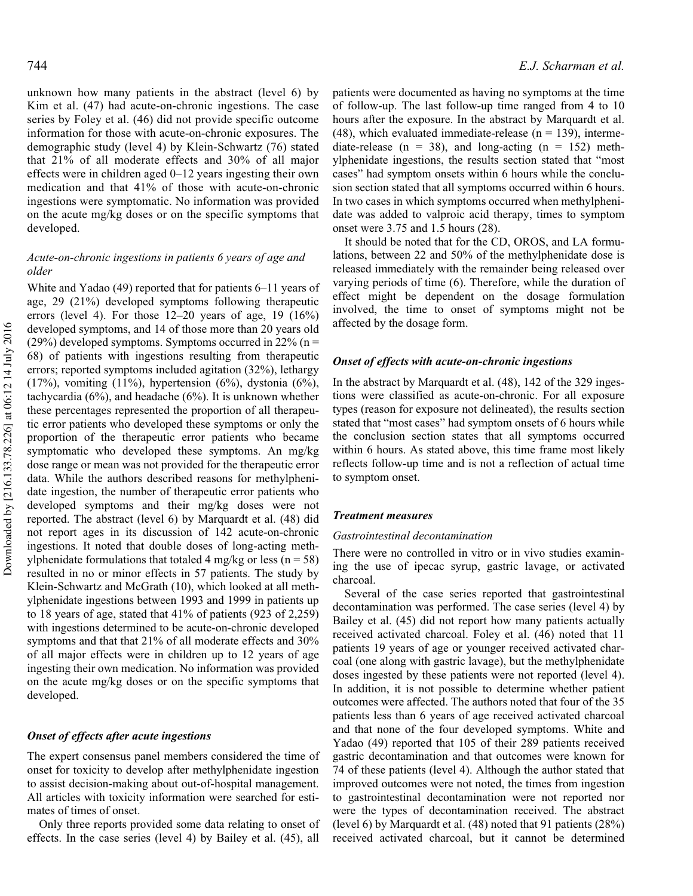unknown how many patients in the abstract (level 6) by Kim et al. (47) had acute-on-chronic ingestions. The case series by Foley et al. (46) did not provide specific outcome information for those with acute-on-chronic exposures. The demographic study (level 4) by Klein-Schwartz (76) stated that 21% of all moderate effects and 30% of all major effects were in children aged 0–12 years ingesting their own medication and that 41% of those with acute-on-chronic ingestions were symptomatic. No information was provided on the acute mg/kg doses or on the specific symptoms that developed.

### *Acute-on-chronic ingestions in patients 6 years of age and older*

White and Yadao (49) reported that for patients 6–11 years of age, 29 (21%) developed symptoms following therapeutic errors (level 4). For those 12–20 years of age, 19 (16%) developed symptoms, and 14 of those more than 20 years old (29%) developed symptoms. Symptoms occurred in 22% (n = 68) of patients with ingestions resulting from therapeutic errors; reported symptoms included agitation (32%), lethargy (17%), vomiting (11%), hypertension (6%), dystonia (6%), tachycardia (6%), and headache (6%). It is unknown whether these percentages represented the proportion of all therapeutic error patients who developed these symptoms or only the proportion of the therapeutic error patients who became symptomatic who developed these symptoms. An mg/kg dose range or mean was not provided for the therapeutic error data. While the authors described reasons for methylphenidate ingestion, the number of therapeutic error patients who developed symptoms and their mg/kg doses were not reported. The abstract (level 6) by Marquardt et al. (48) did not report ages in its discussion of 142 acute-on-chronic ingestions. It noted that double doses of long-acting methylphenidate formulations that totaled 4 mg/kg or less (n = 58) resulted in no or minor effects in 57 patients. The study by Klein-Schwartz and McGrath (10), which looked at all methylphenidate ingestions between 1993 and 1999 in patients up to 18 years of age, stated that 41% of patients (923 of 2,259) with ingestions determined to be acute-on-chronic developed symptoms and that that 21% of all moderate effects and 30% of all major effects were in children up to 12 years of age ingesting their own medication. No information was provided on the acute mg/kg doses or on the specific symptoms that developed.

## ***Onset of effects after acute ingestions***

The expert consensus panel members considered the time of onset for toxicity to develop after methylphenidate ingestion to assist decision-making about out-of-hospital management. All articles with toxicity information were searched for estimates of times of onset.

Only three reports provided some data relating to onset of effects. In the case series (level 4) by Bailey et al. (45), all patients were documented as having no symptoms at the time of follow-up. The last follow-up time ranged from 4 to 10 hours after the exposure. In the abstract by Marquardt et al. (48), which evaluated immediate-release (n = 139), intermediate-release (n = 38), and long-acting (n = 152) methylphenidate ingestions, the results section stated that "most cases" had symptom onsets within 6 hours while the conclusion section stated that all symptoms occurred within 6 hours. In two cases in which symptoms occurred when methylphenidate was added to valproic acid therapy, times to symptom onset were 3.75 and 1.5 hours (28).

It should be noted that for the CD, OROS, and LA formulations, between 22 and 50% of the methylphenidate dose is released immediately with the remainder being released over varying periods of time (6). Therefore, while the duration of effect might be dependent on the dosage formulation involved, the time to onset of symptoms might not be affected by the dosage form.

## ***Onset of effects with acute-on-chronic ingestions***

In the abstract by Marquardt et al. (48), 142 of the 329 ingestions were classified as acute-on-chronic. For all exposure types (reason for exposure not delineated), the results section stated that "most cases" had symptom onsets of 6 hours while the conclusion section states that all symptoms occurred within 6 hours. As stated above, this time frame most likely reflects follow-up time and is not a reflection of actual time to symptom onset.

## ***Treatment measures***

### *Gastrointestinal decontamination*

There were no controlled in vitro or in vivo studies examining the use of ipecac syrup, gastric lavage, or activated charcoal.

Several of the case series reported that gastrointestinal decontamination was performed. The case series (level 4) by Bailey et al. (45) did not report how many patients actually received activated charcoal. Foley et al. (46) noted that 11 patients 19 years of age or younger received activated charcoal (one along with gastric lavage), but the methylphenidate doses ingested by these patients were not reported (level 4). In addition, it is not possible to determine whether patient outcomes were affected. The authors noted that four of the 35 patients less than 6 years of age received activated charcoal and that none of the four developed symptoms. White and Yadao (49) reported that 105 of their 289 patients received gastric decontamination and that outcomes were known for 74 of these patients (level 4). Although the author stated that improved outcomes were not noted, the times from ingestion to gastrointestinal decontamination were not reported nor were the types of decontamination received. The abstract (level 6) by Marquardt et al. (48) noted that 91 patients (28%) received activated charcoal, but it cannot be determined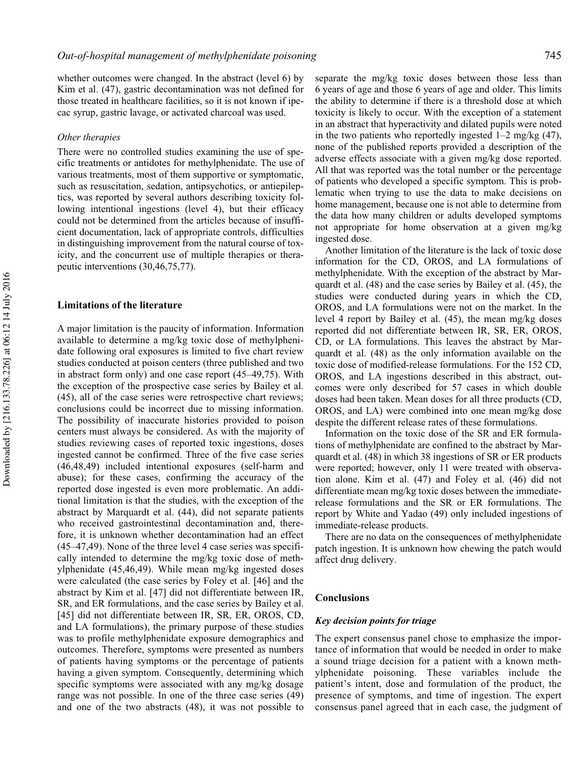whether outcomes were changed. In the abstract (level 6) by Kim et al. (47), gastric decontamination was not defined for those treated in healthcare facilities, so it is not known if ipecac syrup, gastric lavage, or activated charcoal was used.

### *Other therapies*

There were no controlled studies examining the use of specific treatments or antidotes for methylphenidate. The use of various treatments, most of them supportive or symptomatic, such as resuscitation, sedation, antipsychotics, or antiepileptics, was reported by several authors describing toxicity following intentional ingestions (level 4), but their efficacy could not be determined from the articles because of insufficient documentation, lack of appropriate controls, difficulties in distinguishing improvement from the natural course of toxicity, and the concurrent use of multiple therapies or therapeutic interventions (30,46,75,77).

## Limitations of the literature

A major limitation is the paucity of information. Information available to determine a mg/kg toxic dose of methylphenidate following oral exposures is limited to five chart review studies conducted at poison centers (three published and two in abstract form only) and one case report (45–49,75). With the exception of the prospective case series by Bailey et al. (45), all of the case series were retrospective chart reviews; conclusions could be incorrect due to missing information. The possibility of inaccurate histories provided to poison centers must always be considered. As with the majority of studies reviewing cases of reported toxic ingestions, doses ingested cannot be confirmed. Three of the five case series (46,48,49) included intentional exposures (self-harm and abuse); for these cases, confirming the accuracy of the reported dose ingested is even more problematic. An additional limitation is that the studies, with the exception of the abstract by Marquardt et al. (44), did not separate patients who received gastrointestinal decontamination and, therefore, it is unknown whether decontamination had an effect (45–47,49). None of the three level 4 case series was specifically intended to determine the mg/kg toxic dose of methylphenidate (45,46,49). While mean mg/kg ingested doses were calculated (the case series by Foley et al. [46] and the abstract by Kim et al. [47] did not differentiate between IR, SR, and ER formulations, and the case series by Bailey et al. [45] did not differentiate between IR, SR, ER, OROS, CD, and LA formulations), the primary purpose of these studies was to profile methylphenidate exposure demographics and outcomes. Therefore, symptoms were presented as numbers of patients having symptoms or the percentage of patients having a given symptom. Consequently, determining which specific symptoms were associated with any mg/kg dosage range was not possible. In one of the three case series (49) and one of the two abstracts (48), it was not possible to separate the mg/kg toxic doses between those less than 6 years of age and those 6 years of age and older. This limits the ability to determine if there is a threshold dose at which toxicity is likely to occur. With the exception of a statement in an abstract that hyperactivity and dilated pupils were noted in the two patients who reportedly ingested 1–2 mg/kg (47), none of the published reports provided a description of the adverse effects associate with a given mg/kg dose reported. All that was reported was the total number or the percentage of patients who developed a specific symptom. This is problematic when trying to use the data to make decisions on home management, because one is not able to determine from the data how many children or adults developed symptoms not appropriate for home observation at a given mg/kg ingested dose.

Another limitation of the literature is the lack of toxic dose information for the CD, OROS, and LA formulations of methylphenidate. With the exception of the abstract by Marquardt et al. (48) and the case series by Bailey et al. (45), the studies were conducted during years in which the CD, OROS, and LA formulations were not on the market. In the level 4 report by Bailey et al. (45), the mean mg/kg doses reported did not differentiate between IR, SR, ER, OROS, CD, or LA formulations. This leaves the abstract by Marquardt et al. (48) as the only information available on the toxic dose of modified-release formulations. For the 152 CD, OROS, and LA ingestions described in this abstract, outcomes were only described for 57 cases in which double doses had been taken. Mean doses for all three products (CD, OROS, and LA) were combined into one mean mg/kg dose despite the different release rates of these formulations.

Information on the toxic dose of the SR and ER formulations of methylphenidate are confined to the abstract by Marquardt et al. (48) in which 38 ingestions of SR or ER products were reported; however, only 11 were treated with observation alone. Kim et al. (47) and Foley et al. (46) did not differentiate mean mg/kg toxic doses between the immediate-release formulations and the SR or ER formulations. The report by White and Yadao (49) only included ingestions of immediate-release products.

There are no data on the consequences of methylphenidate patch ingestion. It is unknown how chewing the patch would affect drug delivery.

## Conclusions

### *Key decision points for triage*

The expert consensus panel chose to emphasize the importance of information that would be needed in order to make a sound triage decision for a patient with a known methylphenidate poisoning. These variables include the patient's intent, dose and formulation of the product, the presence of symptoms, and time of ingestion. The expert consensus panel agreed that in each case, the judgment of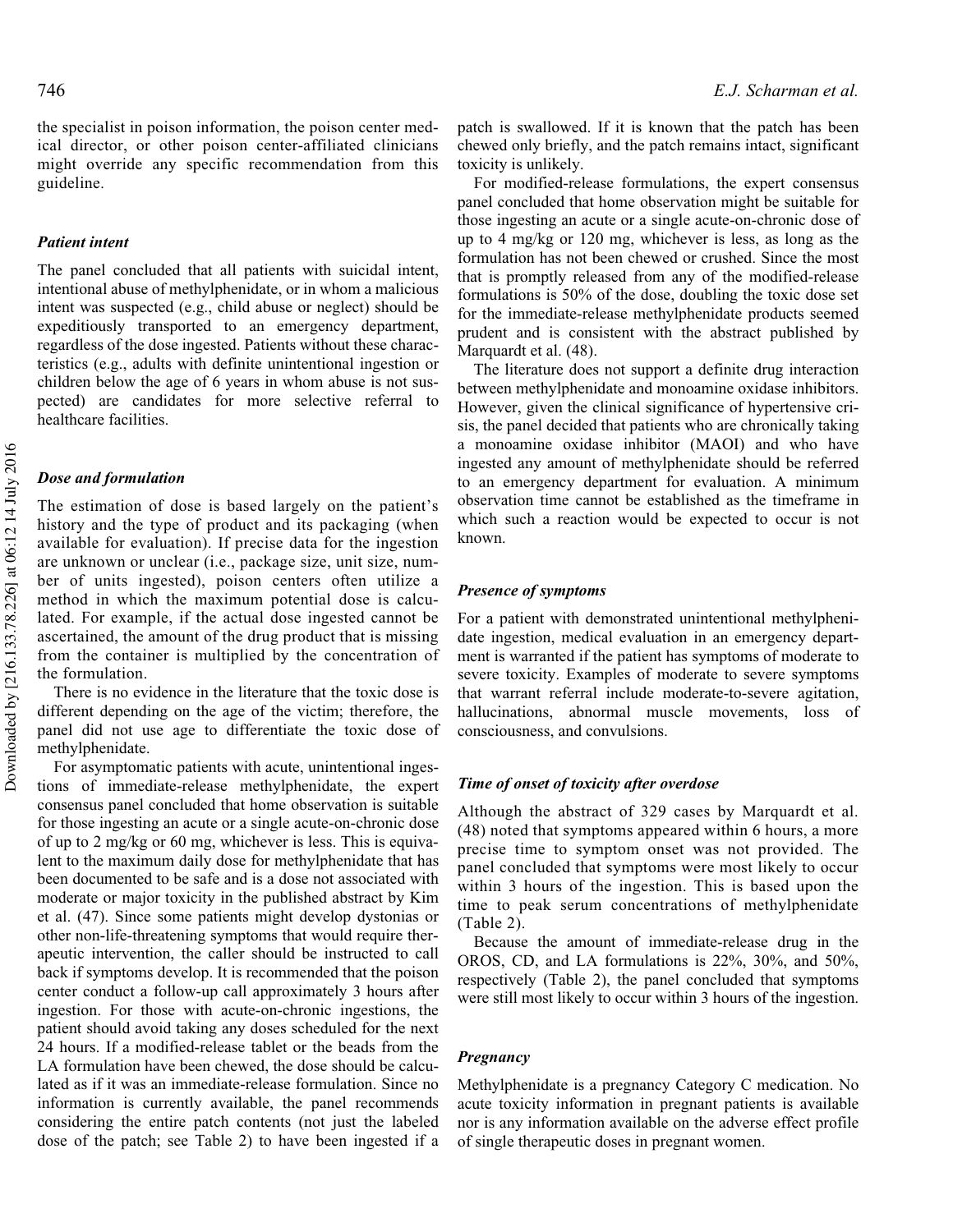the specialist in poison information, the poison center medical director, or other poison center-affiliated clinicians might override any specific recommendation from this guideline.

### *Patient intent*

The panel concluded that all patients with suicidal intent, intentional abuse of methylphenidate, or in whom a malicious intent was suspected (e.g., child abuse or neglect) should be expeditiously transported to an emergency department, regardless of the dose ingested. Patients without these characteristics (e.g., adults with definite unintentional ingestion or children below the age of 6 years in whom abuse is not suspected) are candidates for more selective referral to healthcare facilities.

### *Dose and formulation*

The estimation of dose is based largely on the patient's history and the type of product and its packaging (when available for evaluation). If precise data for the ingestion are unknown or unclear (i.e., package size, unit size, number of units ingested), poison centers often utilize a method in which the maximum potential dose is calculated. For example, if the actual dose ingested cannot be ascertained, the amount of the drug product that is missing from the container is multiplied by the concentration of the formulation.

There is no evidence in the literature that the toxic dose is different depending on the age of the victim; therefore, the panel did not use age to differentiate the toxic dose of methylphenidate.

For asymptomatic patients with acute, unintentional ingestions of immediate-release methylphenidate, the expert consensus panel concluded that home observation is suitable for those ingesting an acute or a single acute-on-chronic dose of up to 2 mg/kg or 60 mg, whichever is less. This is equivalent to the maximum daily dose for methylphenidate that has been documented to be safe and is a dose not associated with moderate or major toxicity in the published abstract by Kim et al. (47). Since some patients might develop dystonias or other non-life-threatening symptoms that would require therapeutic intervention, the caller should be instructed to call back if symptoms develop. It is recommended that the poison center conduct a follow-up call approximately 3 hours after ingestion. For those with acute-on-chronic ingestions, the patient should avoid taking any doses scheduled for the next 24 hours. If a modified-release tablet or the beads from the LA formulation have been chewed, the dose should be calculated as if it was an immediate-release formulation. Since no information is currently available, the panel recommends considering the entire patch contents (not just the labeled dose of the patch; see Table 2) to have been ingested if a patch is swallowed. If it is known that the patch has been chewed only briefly, and the patch remains intact, significant toxicity is unlikely.

For modified-release formulations, the expert consensus panel concluded that home observation might be suitable for those ingesting an acute or a single acute-on-chronic dose of up to 4 mg/kg or 120 mg, whichever is less, as long as the formulation has not been chewed or crushed. Since the most that is promptly released from any of the modified-release formulations is 50% of the dose, doubling the toxic dose set for the immediate-release methylphenidate products seemed prudent and is consistent with the abstract published by Marquardt et al. (48).

The literature does not support a definite drug interaction between methylphenidate and monoamine oxidase inhibitors. However, given the clinical significance of hypertensive crisis, the panel decided that patients who are chronically taking a monoamine oxidase inhibitor (MAOI) and who have ingested any amount of methylphenidate should be referred to an emergency department for evaluation. A minimum observation time cannot be established as the timeframe in which such a reaction would be expected to occur is not known.

### *Presence of symptoms*

For a patient with demonstrated unintentional methylphenidate ingestion, medical evaluation in an emergency department is warranted if the patient has symptoms of moderate to severe toxicity. Examples of moderate to severe symptoms that warrant referral include moderate-to-severe agitation, hallucinations, abnormal muscle movements, loss of consciousness, and convulsions.

### *Time of onset of toxicity after overdose*

Although the abstract of 329 cases by Marquardt et al. (48) noted that symptoms appeared within 6 hours, a more precise time to symptom onset was not provided. The panel concluded that symptoms were most likely to occur within 3 hours of the ingestion. This is based upon the time to peak serum concentrations of methylphenidate (Table 2).

Because the amount of immediate-release drug in the OROS, CD, and LA formulations is 22%, 30%, and 50%, respectively (Table 2), the panel concluded that symptoms were still most likely to occur within 3 hours of the ingestion.

### *Pregnancy*

Methylphenidate is a pregnancy Category C medication. No acute toxicity information in pregnant patients is available nor is any information available on the adverse effect profile of single therapeutic doses in pregnant women.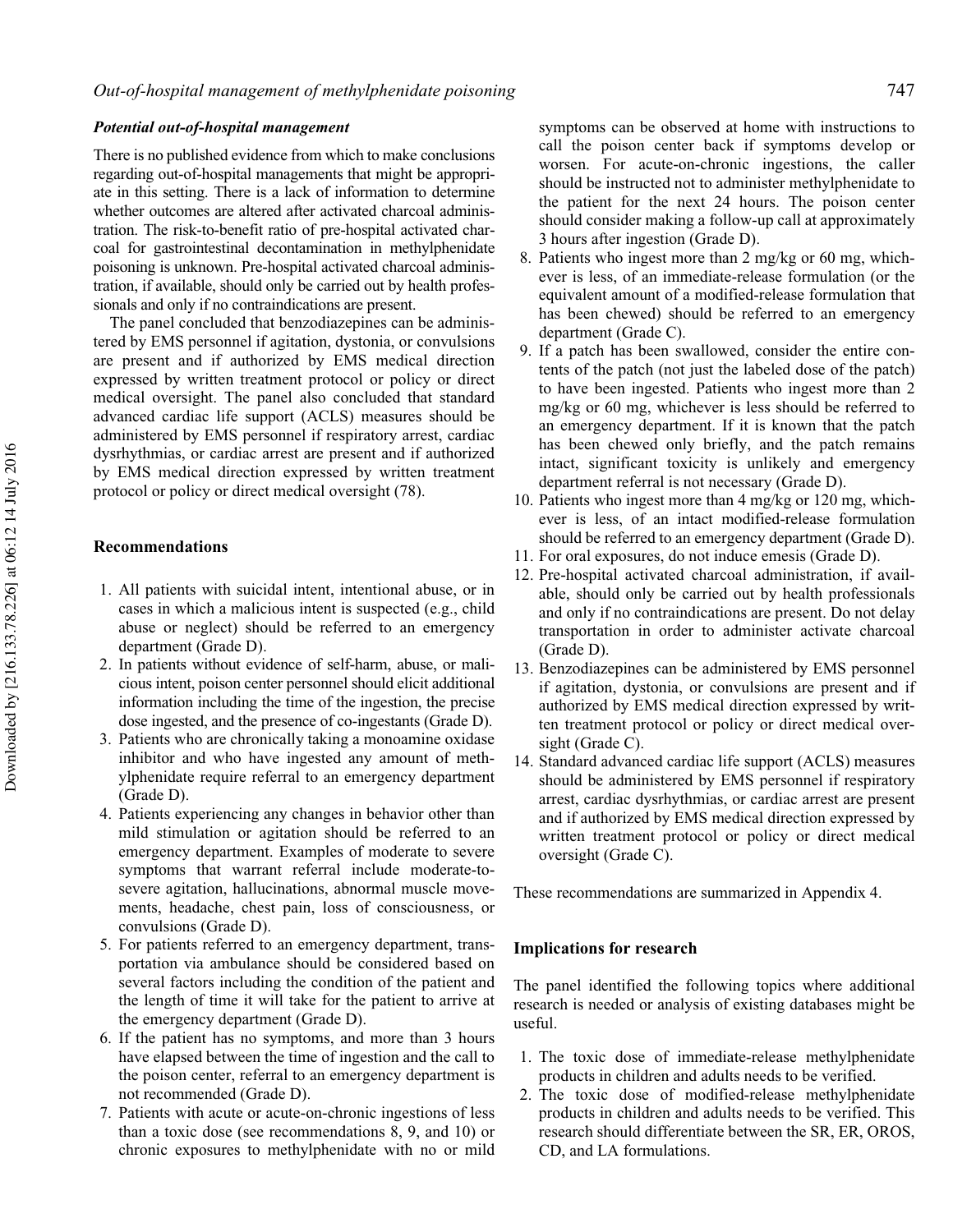### *Potential out-of-hospital management*

There is no published evidence from which to make conclusions regarding out-of-hospital managements that might be appropriate in this setting. There is a lack of information to determine whether outcomes are altered after activated charcoal administration. The risk-to-benefit ratio of pre-hospital activated charcoal for gastrointestinal decontamination in methylphenidate poisoning is unknown. Pre-hospital activated charcoal administration, if available, should only be carried out by health professionals and only if no contraindications are present.

The panel concluded that benzodiazepines can be administered by EMS personnel if agitation, dystonia, or convulsions are present and if authorized by EMS medical direction expressed by written treatment protocol or policy or direct medical oversight. The panel also concluded that standard advanced cardiac life support (ACLS) measures should be administered by EMS personnel if respiratory arrest, cardiac dysrhythmias, or cardiac arrest are present and if authorized by EMS medical direction expressed by written treatment protocol or policy or direct medical oversight (78).

## Recommendations

1. All patients with suicidal intent, intentional abuse, or in cases in which a malicious intent is suspected (e.g., child abuse or neglect) should be referred to an emergency department (Grade D).
2. In patients without evidence of self-harm, abuse, or malicious intent, poison center personnel should elicit additional information including the time of the ingestion, the precise dose ingested, and the presence of co-ingestants (Grade D).
3. Patients who are chronically taking a monoamine oxidase inhibitor and who have ingested any amount of methylphenidate require referral to an emergency department (Grade D).
4. Patients experiencing any changes in behavior other than mild stimulation or agitation should be referred to an emergency department. Examples of moderate to severe symptoms that warrant referral include moderate-to-severe agitation, hallucinations, abnormal muscle movements, headache, chest pain, loss of consciousness, or convulsions (Grade D).
5. For patients referred to an emergency department, transportation via ambulance should be considered based on several factors including the condition of the patient and the length of time it will take for the patient to arrive at the emergency department (Grade D).
6. If the patient has no symptoms, and more than 3 hours have elapsed between the time of ingestion and the call to the poison center, referral to an emergency department is not recommended (Grade D).
7. Patients with acute or acute-on-chronic ingestions of less than a toxic dose (see recommendations 8, 9, and 10) or chronic exposures to methylphenidate with no or mild symptoms can be observed at home with instructions to call the poison center back if symptoms develop or worsen. For acute-on-chronic ingestions, the caller should be instructed not to administer methylphenidate to the patient for the next 24 hours. The poison center should consider making a follow-up call at approximately 3 hours after ingestion (Grade D).
8. Patients who ingest more than 2 mg/kg or 60 mg, whichever is less, of an immediate-release formulation (or the equivalent amount of a modified-release formulation that has been chewed) should be referred to an emergency department (Grade C).
9. If a patch has been swallowed, consider the entire contents of the patch (not just the labeled dose of the patch) to have been ingested. Patients who ingest more than 2 mg/kg or 60 mg, whichever is less should be referred to an emergency department. If it is known that the patch has been chewed only briefly, and the patch remains intact, significant toxicity is unlikely and emergency department referral is not necessary (Grade D).
10. Patients who ingest more than 4 mg/kg or 120 mg, whichever is less, of an intact modified-release formulation should be referred to an emergency department (Grade D).
11. For oral exposures, do not induce emesis (Grade D).
12. Pre-hospital activated charcoal administration, if available, should only be carried out by health professionals and only if no contraindications are present. Do not delay transportation in order to administer activate charcoal (Grade D).
13. Benzodiazepines can be administered by EMS personnel if agitation, dystonia, or convulsions are present and if authorized by EMS medical direction expressed by written treatment protocol or policy or direct medical oversight (Grade C).
14. Standard advanced cardiac life support (ACLS) measures should be administered by EMS personnel if respiratory arrest, cardiac dysrhythmias, or cardiac arrest are present and if authorized by EMS medical direction expressed by written treatment protocol or policy or direct medical oversight (Grade C).

These recommendations are summarized in Appendix 4.

## Implications for research

The panel identified the following topics where additional research is needed or analysis of existing databases might be useful.

1. The toxic dose of immediate-release methylphenidate products in children and adults needs to be verified.
2. The toxic dose of modified-release methylphenidate products in children and adults needs to be verified. This research should differentiate between the SR, ER, OROS, CD, and LA formulations.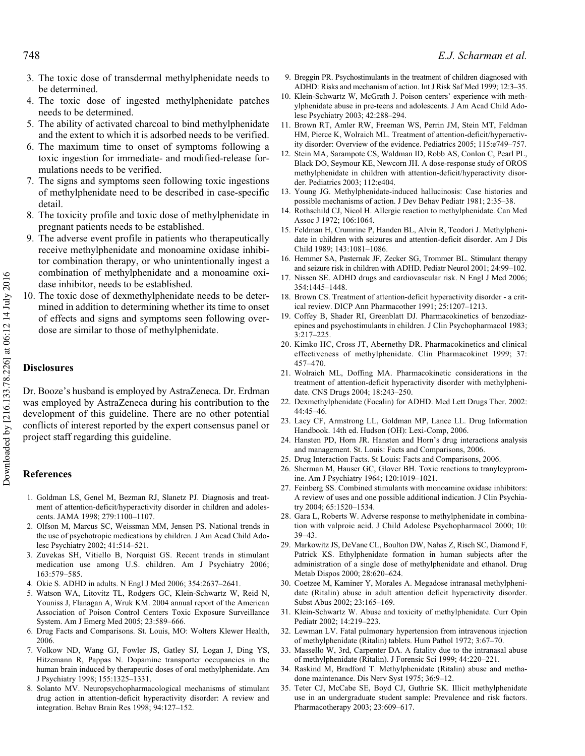3. The toxic dose of transdermal methylphenidate needs to be determined.
4. The toxic dose of ingested methylphenidate patches needs to be determined.
5. The ability of activated charcoal to bind methylphenidate and the extent to which it is adsorbed needs to be verified.
6. The maximum time to onset of symptoms following a toxic ingestion for immediate- and modified-release formulations needs to be verified.
7. The signs and symptoms seen following toxic ingestions of methylphenidate need to be described in case-specific detail.
8. The toxicity profile and toxic dose of methylphenidate in pregnant patients needs to be established.
9. The adverse event profile in patients who therapeutically receive methylphenidate and monoamine oxidase inhibitor combination therapy, or who unintentionally ingest a combination of methylphenidate and a monoamine oxidase inhibitor, needs to be established.
10. The toxic dose of dexmethylphenidate needs to be determined in addition to determining whether its time to onset of effects and signs and symptoms seen following overdose are similar to those of methylphenidate.

## Disclosures

Dr. Booze's husband is employed by AstraZeneca. Dr. Erdman was employed by AstraZeneca during his contribution to the development of this guideline. There are no other potential conflicts of interest reported by the expert consensus panel or project staff regarding this guideline.

## References

1. Goldman LS, Genel M, Bezman RJ, Slanetz PJ. Diagnosis and treatment of attention-deficit/hyperactivity disorder in children and adolescents. JAMA 1998; 279:1100–1107.
2. Olfson M, Marcus SC, Weissman MM, Jensen PS. National trends in the use of psychotropic medications by children. J Am Acad Child Adolesc Psychiatry 2002; 41:514–521.
3. Zuvekas SH, Vitiello B, Norquist GS. Recent trends in stimulant medication use among U.S. children. Am J Psychiatry 2006; 163:579–585.
4. Okie S. ADHD in adults. N Engl J Med 2006; 354:2637–2641.
5. Watson WA, Litovitz TL, Rodgers GC, Klein-Schwartz W, Reid N, Youniss J, Flanagan A, Wruk KM. 2004 annual report of the American Association of Poison Control Centers Toxic Exposure Surveillance System. Am J Emerg Med 2005; 23:589–666.
6. Drug Facts and Comparisons. St. Louis, MO: Wolters Klewer Health, 2006.
7. Volkow ND, Wang GJ, Fowler JS, Gatley SJ, Logan J, Ding YS, Hitzemann R, Pappas N. Dopamine transporter occupancies in the human brain induced by therapeutic doses of oral methylphenidate. Am J Psychiatry 1998; 155:1325–1331.
8. Solanto MV. Neuropsychopharmacological mechanisms of stimulant drug action in attention-deficit hyperactivity disorder: A review and integration. Behav Brain Res 1998; 94:127–152.
9. Breggin PR. Psychostimulants in the treatment of children diagnosed with ADHD: Risks and mechanism of action. Int J Risk Saf Med 1999; 12:3–35.
10. Klein-Schwartz W, McGrath J. Poison centers' experience with methylphenidate abuse in pre-teens and adolescents. J Am Acad Child Adolesc Psychiatry 2003; 42:288–294.
11. Brown RT, Amler RW, Freeman WS, Perrin JM, Stein MT, Feldman HM, Pierce K, Wolraich ML. Treatment of attention-deficit/hyperactivity disorder: Overview of the evidence. Pediatrics 2005; 115:e749–757.
12. Stein MA, Sarampote CS, Waldman ID, Robb AS, Conlon C, Pearl PL, Black DO, Seymour KE, Newcorn JH. A dose-response study of OROS methylphenidate in children with attention-deficit/hyperactivity disorder. Pediatrics 2003; 112:e404.
13. Young JG. Methylphenidate-induced hallucinosis: Case histories and possible mechanisms of action. J Dev Behav Pediatr 1981; 2:35–38.
14. Rothschild CJ, Nicol H. Allergic reaction to methylphenidate. Can Med Assoc J 1972; 106:1064.
15. Feldman H, Crumrine P, Handen BL, Alvin R, Teodori J. Methylphenidate in children with seizures and attention-deficit disorder. Am J Dis Child 1989; 143:1081–1086.
16. Hemmer SA, Pasternak JF, Zecker SG, Trommer BL. Stimulant therapy and seizure risk in children with ADHD. Pediatr Neurol 2001; 24:99–102.
17. Nissen SE. ADHD drugs and cardiovascular risk. N Engl J Med 2006; 354:1445–1448.
18. Brown CS. Treatment of attention-deficit hyperactivity disorder - a critical review. DICP Ann Pharmacother 1991; 25:1207–1213.
19. Coffey B, Shader RI, Greenblatt DJ. Pharmacokinetics of benzodiazepines and psychostimulants in children. J Clin Psychopharmacol 1983; 3:217–225.
20. Kimko HC, Cross JT, Abernethy DR. Pharmacokinetics and clinical effectiveness of methylphenidate. Clin Pharmacokinet 1999; 37: 457–470.
21. Wolraich ML, Doffing MA. Pharmacokinetic considerations in the treatment of attention-deficit hyperactivity disorder with methylphenidate. CNS Drugs 2004; 18:243–250.
22. Dexmethylphenidate (Focalin) for ADHD. Med Lett Drugs Ther. 2002: 44:45–46.
23. Lacy CF, Armstrong LL, Goldman MP, Lance LL. Drug Information Handbook. 14th ed. Hudson (OH): Lexi-Comp, 2006.
24. Hansten PD, Horn JR. Hansten and Horn's drug interactions analysis and management. St. Louis: Facts and Comparisons, 2006.
25. Drug Interaction Facts. St Louis: Facts and Comparisons, 2006.
26. Sherman M, Hauser GC, Glover BH. Toxic reactions to tranylcypromine. Am J Psychiatry 1964; 120:1019–1021.
27. Feinberg SS. Combined stimulants with monoamine oxidase inhibitors: A review of uses and one possible additional indication. J Clin Psychiatry 2004; 65:1520–1534.
28. Gara L, Roberts W. Adverse response to methylphenidate in combination with valproic acid. J Child Adolesc Psychopharmacol 2000; 10: 39–43.
29. Markowitz JS, DeVane CL, Boulton DW, Nahas Z, Risch SC, Diamond F, Patrick KS. Ethylphenidate formation in human subjects after the administration of a single dose of methylphenidate and ethanol. Drug Metab Dispos 2000; 28:620–624.
30. Coetzee M, Kaminer Y, Morales A. Megadose intranasal methylphenidate (Ritalin) abuse in adult attention deficit hyperactivity disorder. Subst Abus 2002; 23:165–169.
31. Klein-Schwartz W. Abuse and toxicity of methylphenidate. Curr Opin Pediatr 2002; 14:219–223.
32. Lewman LV. Fatal pulmonary hypertension from intravenous injection of methylphenidate (Ritalin) tablets. Hum Pathol 1972; 3:67–70.
33. Massello W, 3rd, Carpenter DA. A fatality due to the intranasal abuse of methylphenidate (Ritalin). J Forensic Sci 1999; 44:220–221.
34. Raskind M, Bradford T. Methylphenidate (Ritalin) abuse and methadone maintenance. Dis Nerv Syst 1975; 36:9–12.
35. Teter CJ, McCabe SE, Boyd CJ, Guthrie SK. Illicit methylphenidate use in an undergraduate student sample: Prevalence and risk factors. Pharmacotherapy 2003; 23:609–617.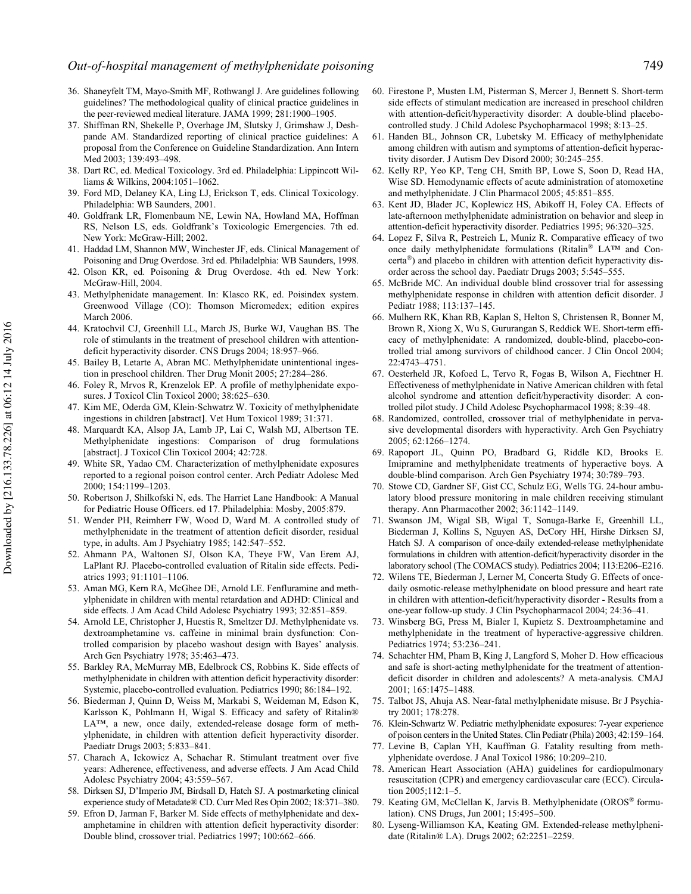36. Shaneyfelt TM, Mayo-Smith MF, Rothwangl J. Are guidelines following guidelines? The methodological quality of clinical practice guidelines in the peer-reviewed medical literature. JAMA 1999; 281:1900–1905.
37. Shiffman RN, Shekelle P, Overhage JM, Slutsky J, Grimshaw J, Deshpande AM. Standardized reporting of clinical practice guidelines: A proposal from the Conference on Guideline Standardization. Ann Intern Med 2003; 139:493–498.
38. Dart RC, ed. Medical Toxicology. 3rd ed. Philadelphia: Lippincott Williams & Wilkins, 2004:1051–1062.
39. Ford MD, Delaney KA, Ling LJ, Erickson T, eds. Clinical Toxicology. Philadelphia: WB Saunders, 2001.
40. Goldfrank LR, Flomenbaum NE, Lewin NA, Howland MA, Hoffman RS, Nelson LS, eds. Goldfrank's Toxicologic Emergencies. 7th ed. New York: McGraw-Hill; 2002.
41. Haddad LM, Shannon MW, Winchester JF, eds. Clinical Management of Poisoning and Drug Overdose. 3rd ed. Philadelphia: WB Saunders, 1998.
42. Olson KR, ed. Poisoning & Drug Overdose. 4th ed. New York: McGraw-Hill, 2004.
43. Methylphenidate management. In: Klasco RK, ed. Poisindex system. Greenwood Village (CO): Thomson Micromedex; edition expires March 2006.
44. Kratochvil CJ, Greenhill LL, March JS, Burke WJ, Vaughan BS. The role of stimulants in the treatment of preschool children with attention-deficit hyperactivity disorder. CNS Drugs 2004; 18:957–966.
45. Bailey B, Letarte A, Abran MC. Methylphenidate unintentional ingestion in preschool children. Ther Drug Monit 2005; 27:284–286.
46. Foley R, Mrvos R, Krenzelok EP. A profile of methylphenidate exposures. J Toxicol Clin Toxicol 2000; 38:625–630.
47. Kim ME, Oderda GM, Klein-Schwatrz W. Toxicity of methylphenidate ingestions in children [abstract]. Vet Hum Toxicol 1989; 31:371.
48. Marquardt KA, Alsop JA, Lamb JP, Lai C, Walsh MJ, Albertson TE. Methylphenidate ingestions: Comparison of drug formulations [abstract]. J Toxicol Clin Toxicol 2004; 42:728.
49. White SR, Yadao CM. Characterization of methylphenidate exposures reported to a regional poison control center. Arch Pediatr Adolesc Med 2000; 154:1199–1203.
50. Robertson J, Shilkofski N, eds. The Harriet Lane Handbook: A Manual for Pediatric House Officers. ed 17. Philadelphia: Mosby, 2005:879.
51. Wender PH, Reimherr FW, Wood D, Ward M. A controlled study of methylphenidate in the treatment of attention deficit disorder, residual type, in adults. Am J Psychiatry 1985; 142:547–552.
52. Ahmann PA, Waltonen SJ, Olson KA, Theye FW, Van Erem AJ, LaPlant RJ. Placebo-controlled evaluation of Ritalin side effects. Pediatrics 1993; 91:1101–1106.
53. Aman MG, Kern RA, McGhee DE, Arnold LE. Fenfluramine and methylphenidate in children with mental retardation and ADHD: Clinical and side effects. J Am Acad Child Adolesc Psychiatry 1993; 32:851–859.
54. Arnold LE, Christopher J, Huestis R, Smeltzer DJ. Methylphenidate vs. dextroamphetamine vs. caffeine in minimal brain dysfunction: Controlled comparision by placebo washout design with Bayes' analysis. Arch Gen Psychiatry 1978; 35:463–473.
55. Barkley RA, McMurray MB, Edelbrock CS, Robbins K. Side effects of methylphenidate in children with attention deficit hyperactivity disorder: Systemic, placebo-controlled evaluation. Pediatrics 1990; 86:184–192.
56. Biederman J, Quinn D, Weiss M, Markabi S, Weideman M, Edson K, Karlsson K, Pohlmann H, Wigal S. Efficacy and safety of Ritalin® LA™, a new, once daily, extended-release dosage form of methylphenidate, in children with attention deficit hyperactivity disorder. Paediatr Drugs 2003; 5:833–841.
57. Charach A, Ickowicz A, Schachar R. Stimulant treatment over five years: Adherence, effectiveness, and adverse effects. J Am Acad Child Adolesc Psychiatry 2004; 43:559–567.
58. Dirksen SJ, D'Imperio JM, Birdsall D, Hatch SJ. A postmarketing clinical experience study of Metadate® CD. Curr Med Res Opin 2002; 18:371–380.
59. Efron D, Jarman F, Barker M. Side effects of methylphenidate and dexamphetamine in children with attention deficit hyperactivity disorder: Double blind, crossover trial. Pediatrics 1997; 100:662–666.
60. Firestone P, Musten LM, Pisterman S, Mercer J, Bennett S. Short-term side effects of stimulant medication are increased in preschool children with attention-deficit/hyperactivity disorder: A double-blind placebo-controlled study. J Child Adolesc Psychopharmacol 1998; 8:13–25.
61. Handen BL, Johnson CR, Lubetsky M. Efficacy of methylphenidate among children with autism and symptoms of attention-deficit hyperactivity disorder. J Autism Dev Disord 2000; 30:245–255.
62. Kelly RP, Yeo KP, Teng CH, Smith BP, Lowe S, Soon D, Read HA, Wise SD. Hemodynamic effects of acute administration of atomoxetine and methylphenidate. J Clin Pharmacol 2005; 45:851–855.
63. Kent JD, Blader JC, Koplewicz HS, Abikoff H, Foley CA. Effects of late-afternoon methylphenidate administration on behavior and sleep in attention-deficit hyperactivity disorder. Pediatrics 1995; 96:320–325.
64. Lopez F, Silva R, Pestreich L, Muniz R. Comparative efficacy of two once daily methylphenidate formulations (Ritalin® LA™ and Concerta®) and placebo in children with attention deficit hyperactivity disorder across the school day. Paediatr Drugs 2003; 5:545–555.
65. McBride MC. An individual double blind crossover trial for assessing methylphenidate response in children with attention deficit disorder. J Pediatr 1988; 113:137–145.
66. Mulhern RK, Khan RB, Kaplan S, Helton S, Christensen R, Bonner M, Brown R, Xiong X, Wu S, Gururangan S, Reddick WE. Short-term efficacy of methylphenidate: A randomized, double-blind, placebo-controlled trial among survivors of childhood cancer. J Clin Oncol 2004; 22:4743–4751.
67. Oesterheld JR, Kofoed L, Tervo R, Fogas B, Wilson A, Fiechtner H. Effectiveness of methylphenidate in Native American children with fetal alcohol syndrome and attention deficit/hyperactivity disorder: A controlled pilot study. J Child Adolesc Psychopharmacol 1998; 8:39–48.
68. Randomized, controlled, crossover trial of methylphenidate in pervasive developmental disorders with hyperactivity. Arch Gen Psychiatry 2005; 62:1266–1274.
69. Rapoport JL, Quinn PO, Bradbard G, Riddle KD, Brooks E. Imipramine and methylphenidate treatments of hyperactive boys. A double-blind comparison. Arch Gen Psychiatry 1974; 30:789–793.
70. Stowe CD, Gardner SF, Gist CC, Schulz EG, Wells TG. 24-hour ambulatory blood pressure monitoring in male children receiving stimulant therapy. Ann Pharmacother 2002; 36:1142–1149.
71. Swanson JM, Wigal SB, Wigal T, Sonuga-Barke E, Greenhill LL, Biederman J, Kollins S, Nguyen AS, DeCory HH, Hirshe Dirksen SJ, Hatch SJ. A comparison of once-daily extended-release methylphenidate formulations in children with attention-deficit/hyperactivity disorder in the laboratory school (The COMACS study). Pediatrics 2004; 113:E206–E216.
72. Wilens TE, Biederman J, Lerner M, Concerta Study G. Effects of once-daily osmotic-release methylphenidate on blood pressure and heart rate in children with attention-deficit/hyperactivity disorder - Results from a one-year follow-up study. J Clin Psychopharmacol 2004; 24:36–41.
73. Winsberg BG, Press M, Bialer I, Kupietz S. Dextroamphetamine and methylphenidate in the treatment of hyperactive-aggressive children. Pediatrics 1974; 53:236–241.
74. Schachter HM, Pham B, King J, Langford S, Moher D. How efficacious and safe is short-acting methylphenidate for the treatment of attention-deficit disorder in children and adolescents? A meta-analysis. CMAJ 2001; 165:1475–1488.
75. Talbot JS, Ahuja AS. Near-fatal methylphenidate misuse. Br J Psychiatry 2001; 178:278.
76. Klein-Schwartz W. Pediatric methylphenidate exposures: 7-year experience of poison centers in the United States. Clin Pediatr (Phila) 2003; 42:159–164.
77. Levine B, Caplan YH, Kauffman G. Fatality resulting from methylphenidate overdose. J Anal Toxicol 1986; 10:209–210.
78. American Heart Association (AHA) guidelines for cardiopulmonary resuscitation (CPR) and emergency cardiovascular care (ECC). Circulation 2005;112:1–5.
79. Keating GM, McClellan K, Jarvis B. Methylphenidate (OROS® formulation). CNS Drugs, Jun 2001; 15:495–500.
80. Lyseng-Williamson KA, Keating GM. Extended-release methylphenidate (Ritalin® LA). Drugs 2002; 62:2251–2259.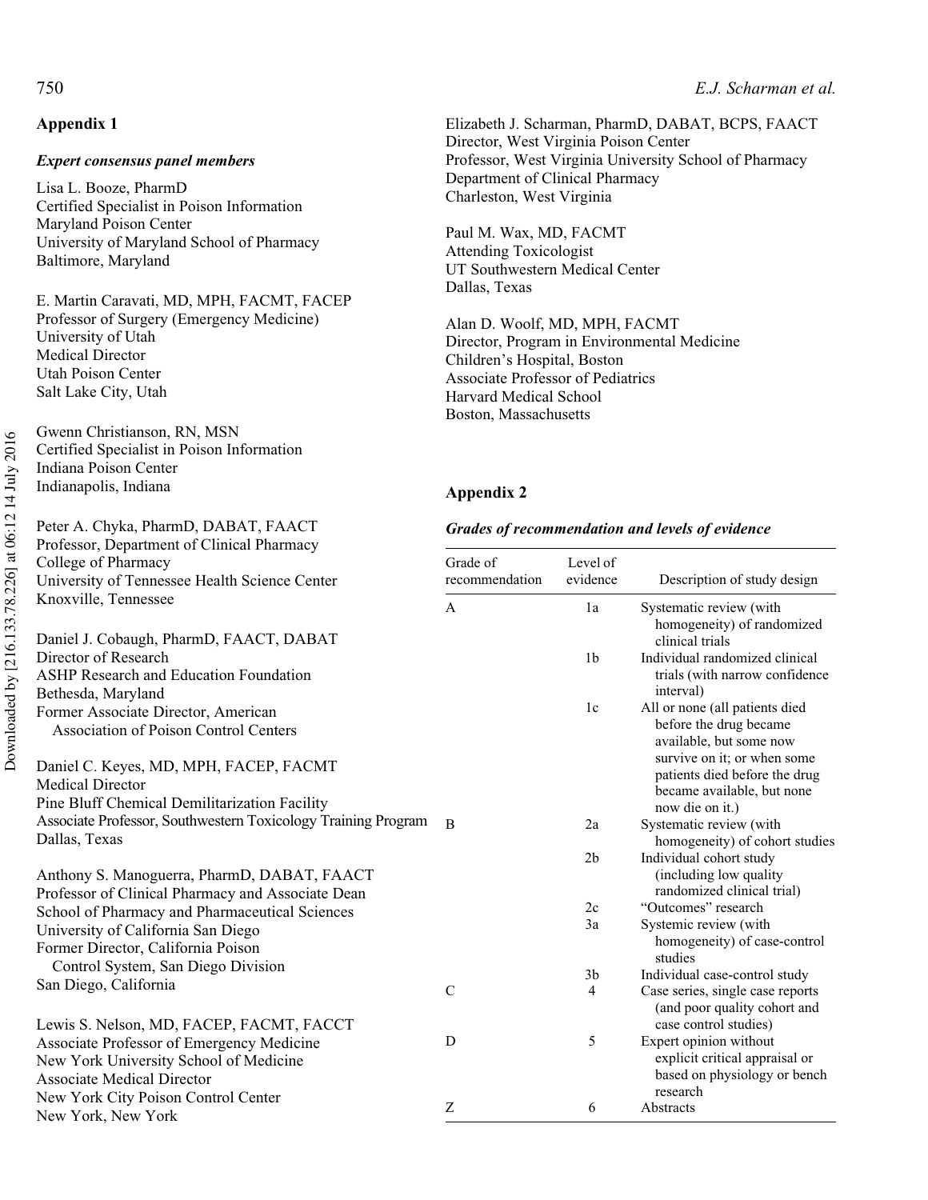## Appendix 1

### *Expert consensus panel members*

Lisa L. Booze, PharmD
Certified Specialist in Poison Information
Maryland Poison Center
University of Maryland School of Pharmacy
Baltimore, Maryland

E. Martin Caravati, MD, MPH, FACMT, FACEP
Professor of Surgery (Emergency Medicine)
University of Utah
Medical Director
Utah Poison Center
Salt Lake City, Utah

Gwenn Christianson, RN, MSN
Certified Specialist in Poison Information
Indiana Poison Center
Indianapolis, Indiana

Peter A. Chyka, PharmD, DABAT, FAACT
Professor, Department of Clinical Pharmacy
College of Pharmacy
University of Tennessee Health Science Center
Knoxville, Tennessee

Daniel J. Cobaugh, PharmD, FAACT, DABAT
Director of Research
ASHP Research and Education Foundation
Bethesda, Maryland
Former Associate Director, American Association of Poison Control Centers

Daniel C. Keyes, MD, MPH, FACEP, FACMT
Medical Director
Pine Bluff Chemical Demilitarization Facility
Associate Professor, Southwestern Toxicology Training Program
Dallas, Texas

Anthony S. Manoguerra, PharmD, DABAT, FAACT
Professor of Clinical Pharmacy and Associate Dean
School of Pharmacy and Pharmaceutical Sciences
University of California San Diego
Former Director, California Poison Control System, San Diego Division
San Diego, California

Lewis S. Nelson, MD, FACEP, FACMT, FACCT
Associate Professor of Emergency Medicine
New York University School of Medicine
Associate Medical Director
New York City Poison Control Center
New York, New York

Elizabeth J. Scharman, PharmD, DABAT, BCPS, FAACT
Director, West Virginia Poison Center
Professor, West Virginia University School of Pharmacy
Department of Clinical Pharmacy
Charleston, West Virginia

Paul M. Wax, MD, FACMT
Attending Toxicologist
UT Southwestern Medical Center
Dallas, Texas

Alan D. Woolf, MD, MPH, FACMT
Director, Program in Environmental Medicine
Children's Hospital, Boston
Associate Professor of Pediatrics
Harvard Medical School
Boston, Massachusetts

## Appendix 2

### *Grades of recommendation and levels of evidence*

| Grade of recommendation | Level of evidence | Description of study design |
|---|---|---|
| A | 1a | Systematic review (with homogeneity) of randomized clinical trials |
| | 1b | Individual randomized clinical trials (with narrow confidence interval) |
| | 1c | All or none (all patients died before the drug became available, but some now survive on it; or when some patients died before the drug became available, but none now die on it.) |
| B | 2a | Systematic review (with homogeneity) of cohort studies |
| | 2b | Individual cohort study (including low quality randomized clinical trial) |
| | 2c | "Outcomes" research |
| | 3a | Systemic review (with homogeneity) of case-control studies |
| | 3b | Individual case-control study |
| C | 4 | Case series, single case reports (and poor quality cohort and case control studies) |
| D | 5 | Expert opinion without explicit critical appraisal or based on physiology or bench research |
| Z | 6 | Abstracts |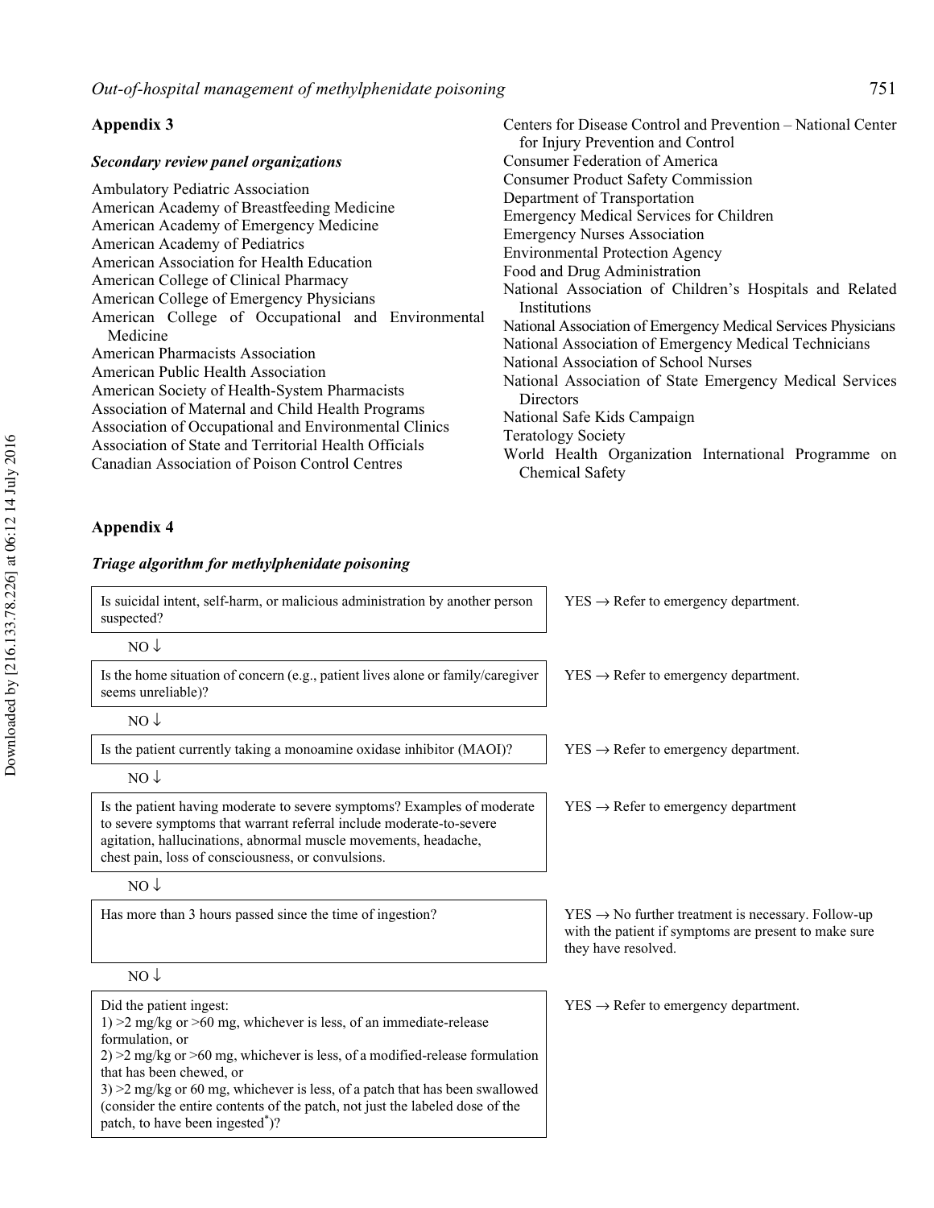## Appendix 3

### *Secondary review panel organizations*

Ambulatory Pediatric Association
American Academy of Breastfeeding Medicine
American Academy of Emergency Medicine
American Academy of Pediatrics
American Association for Health Education
American College of Clinical Pharmacy
American College of Emergency Physicians
American College of Occupational and Environmental Medicine
American Pharmacists Association
American Public Health Association
American Society of Health-System Pharmacists
Association of Maternal and Child Health Programs
Association of Occupational and Environmental Clinics
Association of State and Territorial Health Officials
Canadian Association of Poison Control Centres
Centers for Disease Control and Prevention – National Center for Injury Prevention and Control
Consumer Federation of America
Consumer Product Safety Commission
Department of Transportation
Emergency Medical Services for Children
Emergency Nurses Association
Environmental Protection Agency
Food and Drug Administration
National Association of Children's Hospitals and Related Institutions
National Association of Emergency Medical Services Physicians
National Association of Emergency Medical Technicians
National Association of School Nurses
National Association of State Emergency Medical Services Directors
National Safe Kids Campaign
Teratology Society
World Health Organization International Programme on Chemical Safety

## Appendix 4

### *Triage algorithm for methylphenidate poisoning*

| Question | Action |
|---|---|
| Is suicidal intent, self-harm, or malicious administration by another person suspected? | YES → Refer to emergency department. |
| NO ↓ | |
| Is the home situation of concern (e.g., patient lives alone or family/caregiver seems unreliable)? | YES → Refer to emergency department. |
| NO ↓ | |
| Is the patient currently taking a monoamine oxidase inhibitor (MAOI)? | YES → Refer to emergency department. |
| NO ↓ | |
| Is the patient having moderate to severe symptoms? Examples of moderate to severe symptoms that warrant referral include moderate-to-severe agitation, hallucinations, abnormal muscle movements, headache, chest pain, loss of consciousness, or convulsions. | YES → Refer to emergency department |
| NO ↓ | |
| Has more than 3 hours passed since the time of ingestion? | YES → No further treatment is necessary. Follow-up with the patient if symptoms are present to make sure they have resolved. |
| NO ↓ | |
| Did the patient ingest:<br>1) >2 mg/kg or >60 mg, whichever is less, of an immediate-release formulation, or<br>2) >2 mg/kg or >60 mg, whichever is less, of a modified-release formulation that has been chewed, or<br>3) >2 mg/kg or 60 mg, whichever is less, of a patch that has been swallowed (consider the entire contents of the patch, not just the labeled dose of the patch, to have been ingested*)? | YES → Refer to emergency department. |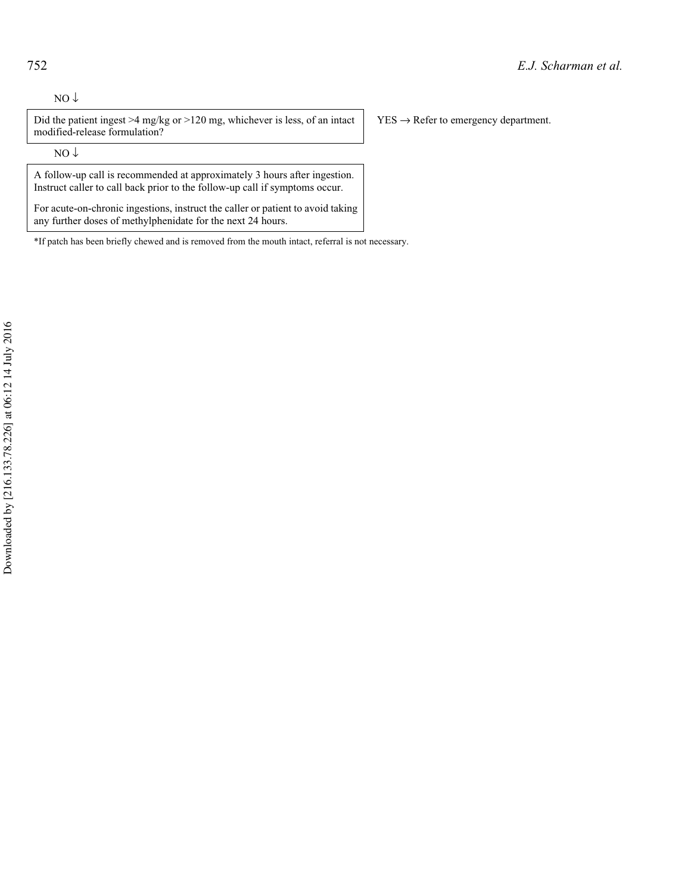NO ↓

Did the patient ingest >4 mg/kg or >120 mg, whichever is less, of an intact modified-release formulation?

YES → Refer to emergency department.

NO ↓

A follow-up call is recommended at approximately 3 hours after ingestion. Instruct caller to call back prior to the follow-up call if symptoms occur.

For acute-on-chronic ingestions, instruct the caller or patient to avoid taking any further doses of methylphenidate for the next 24 hours.

*If patch has been briefly chewed and is removed from the mouth intact, referral is not necessary.